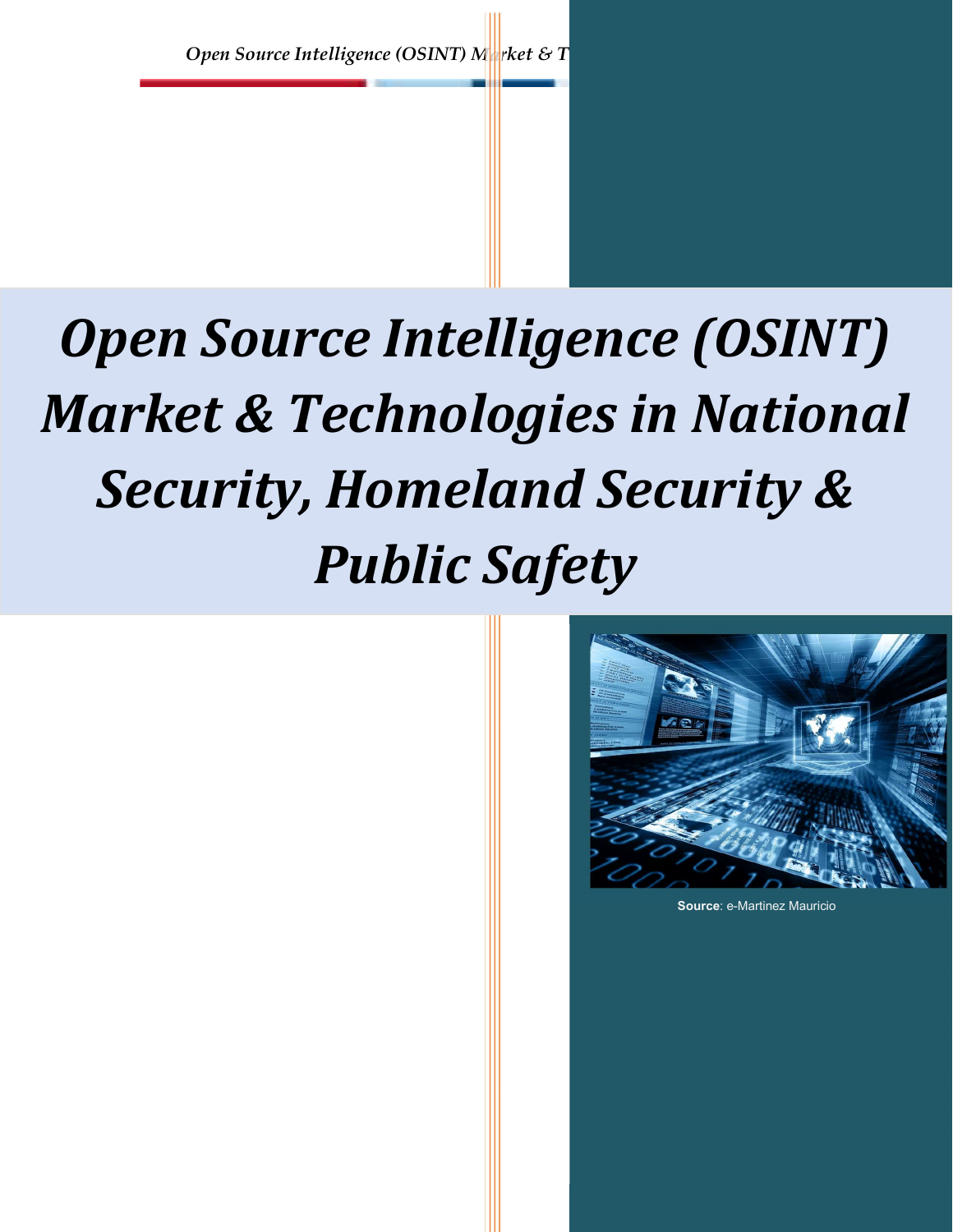# Open Source Intelligence (OSINT) Market & Technologies in National Security, Homeland Security & Public Safety

**Source**: e-Martinez Mauricio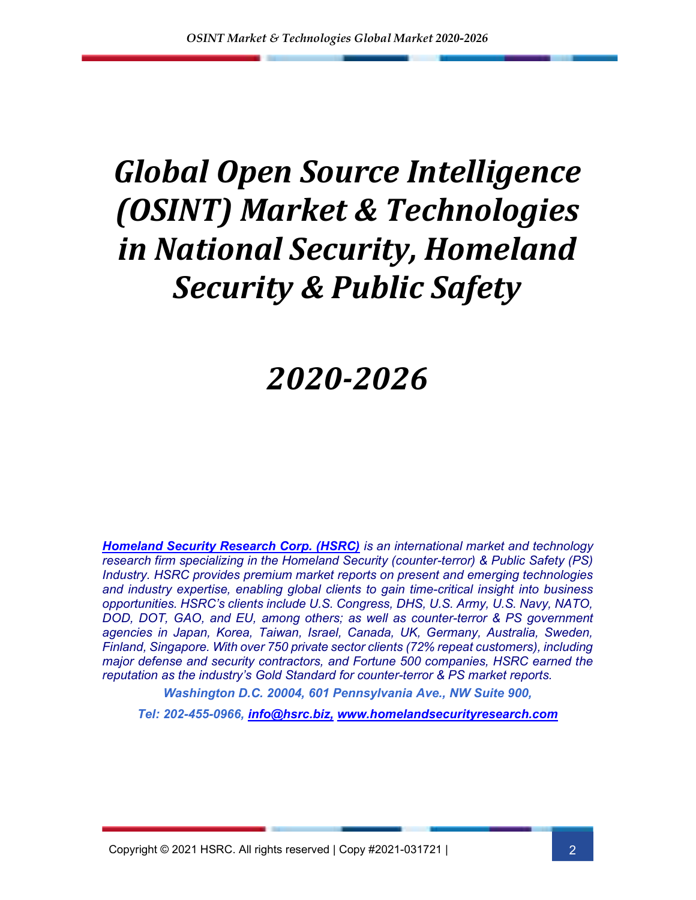# *Global Open Source Intelligence (OSINT) Market & Technologies in National Security, Homeland Security & Public Safety*

# *2020-2026*

***Homeland Security Research Corp. (HSRC)*** *is an international market and technology research firm specializing in the Homeland Security (counter-terror) & Public Safety (PS) Industry. HSRC provides premium market reports on present and emerging technologies and industry expertise, enabling global clients to gain time-critical insight into business opportunities. HSRC's clients include U.S. Congress, DHS, U.S. Army, U.S. Navy, NATO, DOD, DOT, GAO, and EU, among others; as well as counter-terror & PS government agencies in Japan, Korea, Taiwan, Israel, Canada, UK, Germany, Australia, Sweden, Finland, Singapore. With over 750 private sector clients (72% repeat customers), including major defense and security contractors, and Fortune 500 companies, HSRC earned the reputation as the industry's Gold Standard for counter-terror & PS market reports.*

***Washington D.C. 20004, 601 Pennsylvania Ave., NW Suite 900,***

***Tel: 202-455-0966, info@hsrc.biz, www.homelandsecurityresearch.com***

Copyright © 2021 HSRC. All rights reserved | Copy #2021-031721 |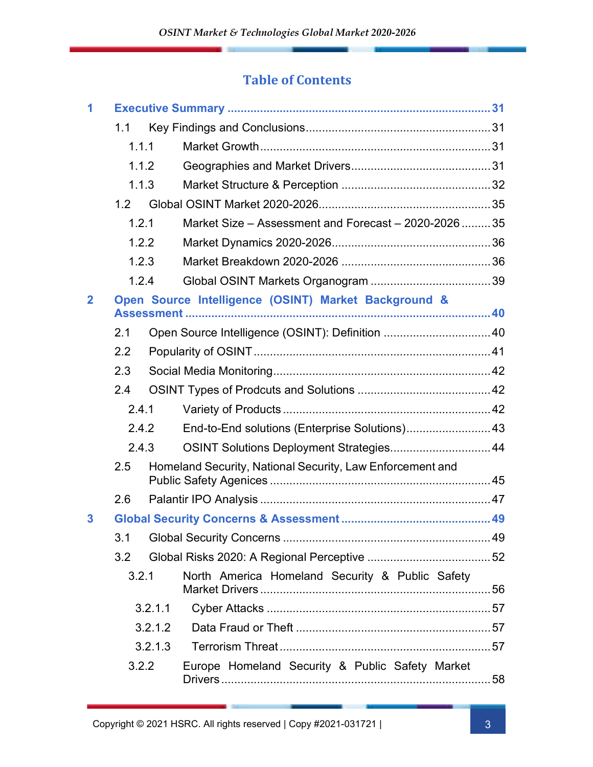# Table of Contents

- **1 Executive Summary** ..... 31
  - 1.1 Key Findings and Conclusions ..... 31
    - 1.1.1 Market Growth ..... 31
    - 1.1.2 Geographies and Market Drivers ..... 31
    - 1.1.3 Market Structure & Perception ..... 32
  - 1.2 Global OSINT Market 2020-2026 ..... 35
    - 1.2.1 Market Size – Assessment and Forecast – 2020-2026 ..... 35
    - 1.2.2 Market Dynamics 2020-2026 ..... 36
    - 1.2.3 Market Breakdown 2020-2026 ..... 36
    - 1.2.4 Global OSINT Markets Organogram ..... 39
- **2 Open Source Intelligence (OSINT) Market Background & Assessment** ..... 40
  - 2.1 Open Source Intelligence (OSINT): Definition ..... 40
  - 2.2 Popularity of OSINT ..... 41
  - 2.3 Social Media Monitoring ..... 42
  - 2.4 OSINT Types of Prodcuts and Solutions ..... 42
    - 2.4.1 Variety of Products ..... 42
    - 2.4.2 End-to-End solutions (Enterprise Solutions) ..... 43
    - 2.4.3 OSINT Solutions Deployment Strategies ..... 44
  - 2.5 Homeland Security, National Security, Law Enforcement and Public Safety Agenices ..... 45
  - 2.6 Palantir IPO Analysis ..... 47
- **3 Global Security Concerns & Assessment** ..... 49
  - 3.1 Global Security Concerns ..... 49
  - 3.2 Global Risks 2020: A Regional Perceptive ..... 52
    - 3.2.1 North America Homeland Security & Public Safety Market Drivers ..... 56
      - 3.2.1.1 Cyber Attacks ..... 57
      - 3.2.1.2 Data Fraud or Theft ..... 57
      - 3.2.1.3 Terrorism Threat ..... 57
    - 3.2.2 Europe Homeland Security & Public Safety Market Drivers ..... 58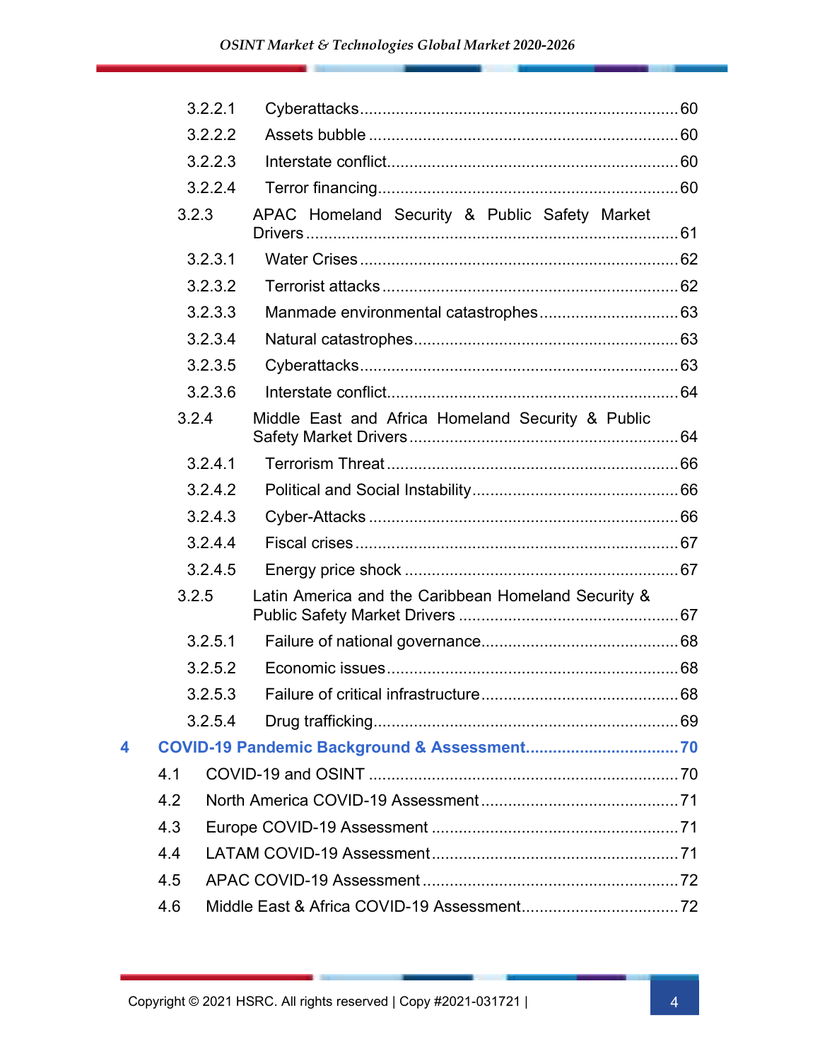3.2.2.1 Cyberattacks ........ 60
3.2.2.2 Assets bubble ........ 60
3.2.2.3 Interstate conflict ........ 60
3.2.2.4 Terror financing ........ 60
3.2.3 APAC Homeland Security & Public Safety Market Drivers ........ 61
3.2.3.1 Water Crises ........ 62
3.2.3.2 Terrorist attacks ........ 62
3.2.3.3 Manmade environmental catastrophes ........ 63
3.2.3.4 Natural catastrophes ........ 63
3.2.3.5 Cyberattacks ........ 63
3.2.3.6 Interstate conflict ........ 64
3.2.4 Middle East and Africa Homeland Security & Public Safety Market Drivers ........ 64
3.2.4.1 Terrorism Threat ........ 66
3.2.4.2 Political and Social Instability ........ 66
3.2.4.3 Cyber-Attacks ........ 66
3.2.4.4 Fiscal crises ........ 67
3.2.4.5 Energy price shock ........ 67
3.2.5 Latin America and the Caribbean Homeland Security & Public Safety Market Drivers ........ 67
3.2.5.1 Failure of national governance ........ 68
3.2.5.2 Economic issues ........ 68
3.2.5.3 Failure of critical infrastructure ........ 68
3.2.5.4 Drug trafficking ........ 69

**4 COVID-19 Pandemic Background & Assessment ........ 70**

4.1 COVID-19 and OSINT ........ 70
4.2 North America COVID-19 Assessment ........ 71
4.3 Europe COVID-19 Assessment ........ 71
4.4 LATAM COVID-19 Assessment ........ 71
4.5 APAC COVID-19 Assessment ........ 72
4.6 Middle East & Africa COVID-19 Assessment ........ 72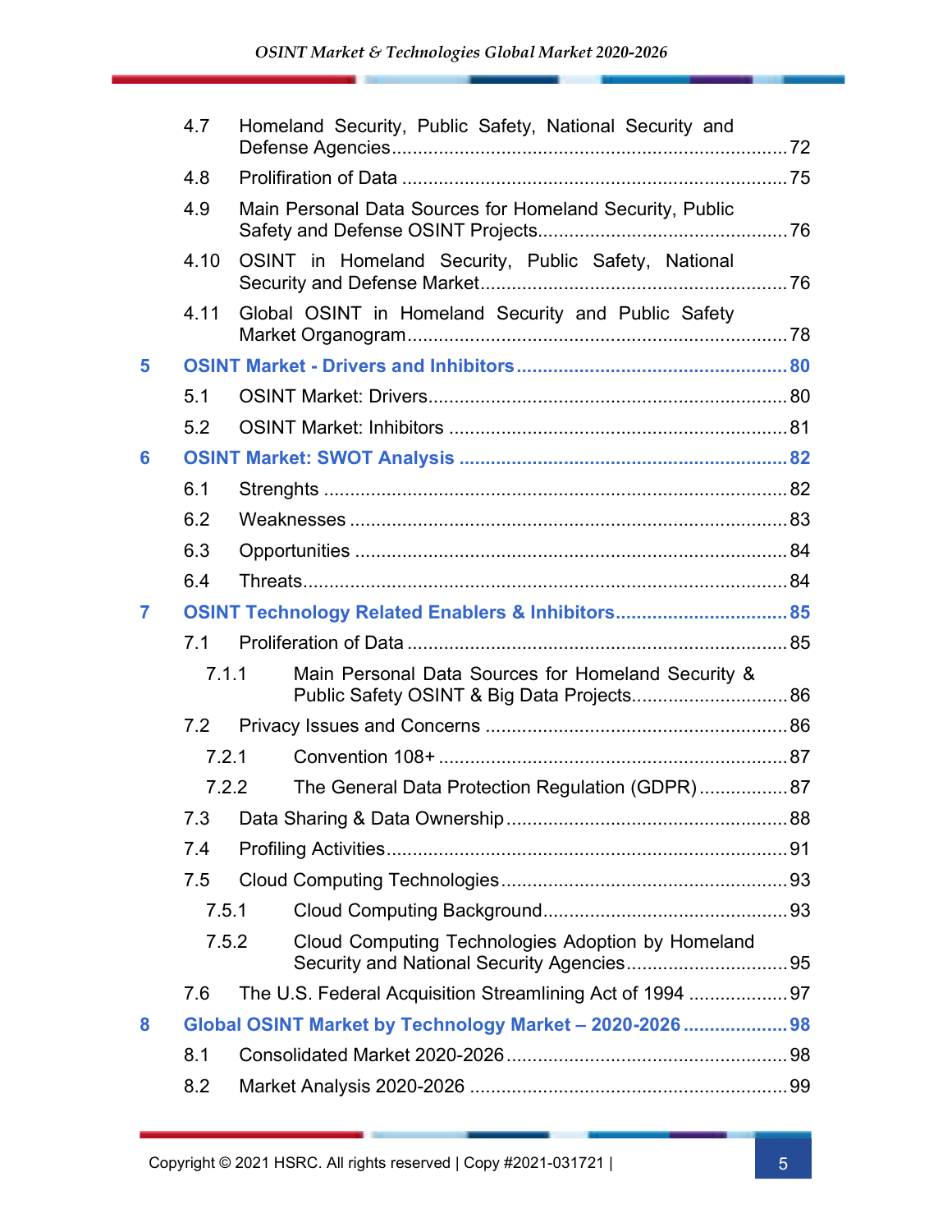4.7 Homeland Security, Public Safety, National Security and Defense Agencies ..... 72

4.8 Prolifiration of Data ..... 75

4.9 Main Personal Data Sources for Homeland Security, Public Safety and Defense OSINT Projects ..... 76

4.10 OSINT in Homeland Security, Public Safety, National Security and Defense Market ..... 76

4.11 Global OSINT in Homeland Security and Public Safety Market Organogram ..... 78

**5 OSINT Market - Drivers and Inhibitors ..... 80**

5.1 OSINT Market: Drivers ..... 80

5.2 OSINT Market: Inhibitors ..... 81

**6 OSINT Market: SWOT Analysis ..... 82**

6.1 Strenghts ..... 82

6.2 Weaknesses ..... 83

6.3 Opportunities ..... 84

6.4 Threats ..... 84

**7 OSINT Technology Related Enablers & Inhibitors ..... 85**

7.1 Proliferation of Data ..... 85

7.1.1 Main Personal Data Sources for Homeland Security & Public Safety OSINT & Big Data Projects ..... 86

7.2 Privacy Issues and Concerns ..... 86

7.2.1 Convention 108+ ..... 87

7.2.2 The General Data Protection Regulation (GDPR) ..... 87

7.3 Data Sharing & Data Ownership ..... 88

7.4 Profiling Activities ..... 91

7.5 Cloud Computing Technologies ..... 93

7.5.1 Cloud Computing Background ..... 93

7.5.2 Cloud Computing Technologies Adoption by Homeland Security and National Security Agencies ..... 95

7.6 The U.S. Federal Acquisition Streamlining Act of 1994 ..... 97

**8 Global OSINT Market by Technology Market – 2020-2026 ..... 98**

8.1 Consolidated Market 2020-2026 ..... 98

8.2 Market Analysis 2020-2026 ..... 99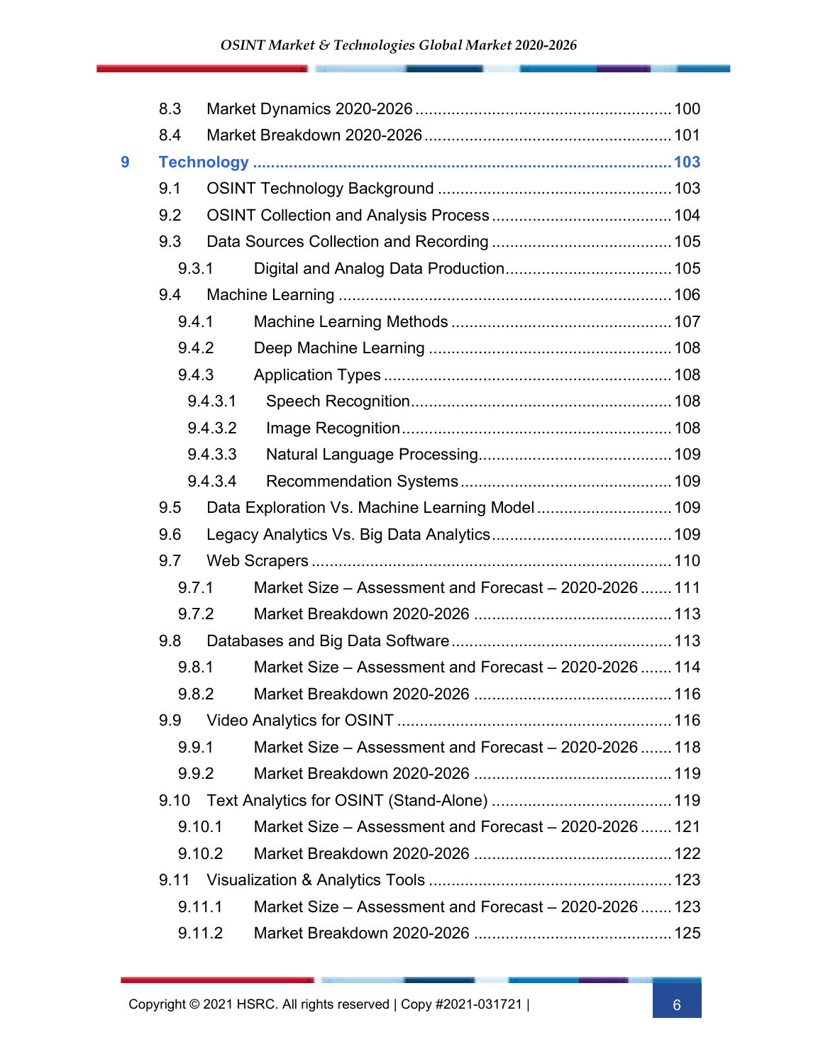8.3 Market Dynamics 2020-2026 ........................................................ 100

8.4 Market Breakdown 2020-2026 ...................................................... 101

**9 Technology ............................................................................................ 103**

9.1 OSINT Technology Background ................................................... 103

9.2 OSINT Collection and Analysis Process ....................................... 104

9.3 Data Sources Collection and Recording ....................................... 105

9.3.1 Digital and Analog Data Production .................................... 105

9.4 Machine Learning ......................................................................... 106

9.4.1 Machine Learning Methods ................................................ 107

9.4.2 Deep Machine Learning ..................................................... 108

9.4.3 Application Types ............................................................... 108

9.4.3.1 Speech Recognition ......................................................... 108

9.4.3.2 Image Recognition ........................................................... 108

9.4.3.3 Natural Language Processing .......................................... 109

9.4.3.4 Recommendation Systems ............................................... 109

9.5 Data Exploration Vs. Machine Learning Model ............................. 109

9.6 Legacy Analytics Vs. Big Data Analytics ....................................... 109

9.7 Web Scrapers ............................................................................... 110

9.7.1 Market Size – Assessment and Forecast – 2020-2026 ....... 111

9.7.2 Market Breakdown 2020-2026 ........................................... 113

9.8 Databases and Big Data Software ................................................ 113

9.8.1 Market Size – Assessment and Forecast – 2020-2026 ....... 114

9.8.2 Market Breakdown 2020-2026 ........................................... 116

9.9 Video Analytics for OSINT ............................................................ 116

9.9.1 Market Size – Assessment and Forecast – 2020-2026 ....... 118

9.9.2 Market Breakdown 2020-2026 ........................................... 119

9.10 Text Analytics for OSINT (Stand-Alone) ....................................... 119

9.10.1 Market Size – Assessment and Forecast – 2020-2026 ....... 121

9.10.2 Market Breakdown 2020-2026 ........................................... 122

9.11 Visualization & Analytics Tools ..................................................... 123

9.11.1 Market Size – Assessment and Forecast – 2020-2026 ....... 123

9.11.2 Market Breakdown 2020-2026 ........................................... 125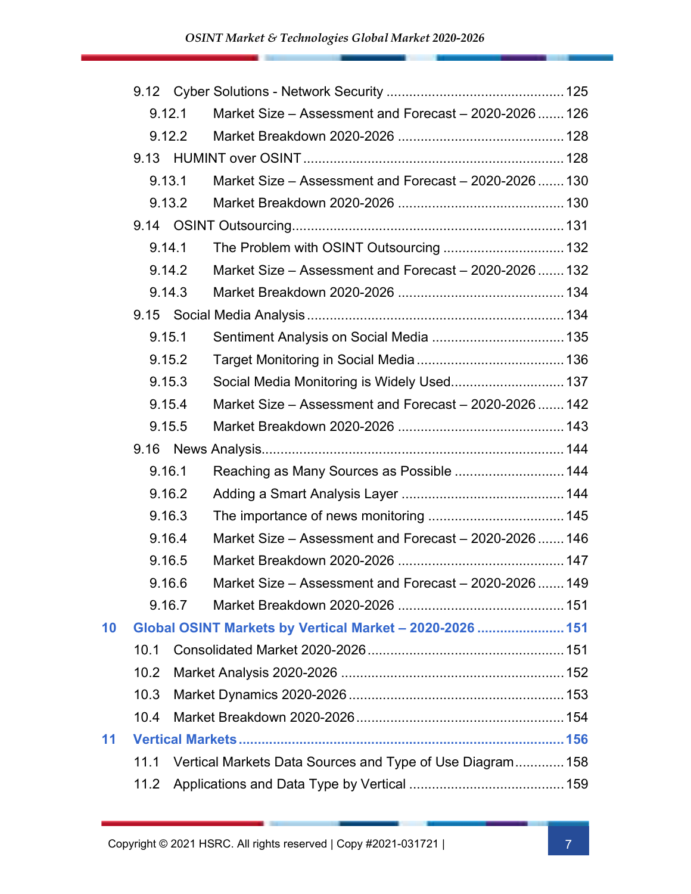9.12 Cyber Solutions - Network Security ............................................... 125

9.12.1 Market Size – Assessment and Forecast – 2020-2026 ....... 126

9.12.2 Market Breakdown 2020-2026 ........................................... 128

9.13 HUMINT over OSINT ...................................................................... 128

9.13.1 Market Size – Assessment and Forecast – 2020-2026 ....... 130

9.13.2 Market Breakdown 2020-2026 ........................................... 130

9.14 OSINT Outsourcing ......................................................................... 131

9.14.1 The Problem with OSINT Outsourcing ................................ 132

9.14.2 Market Size – Assessment and Forecast – 2020-2026 ....... 132

9.14.3 Market Breakdown 2020-2026 ........................................... 134

9.15 Social Media Analysis ..................................................................... 134

9.15.1 Sentiment Analysis on Social Media ................................... 135

9.15.2 Target Monitoring in Social Media ...................................... 136

9.15.3 Social Media Monitoring is Widely Used ............................. 137

9.15.4 Market Size – Assessment and Forecast – 2020-2026 ....... 142

9.15.5 Market Breakdown 2020-2026 ........................................... 143

9.16 News Analysis ................................................................................. 144

9.16.1 Reaching as Many Sources as Possible ............................. 144

9.16.2 Adding a Smart Analysis Layer .......................................... 144

9.16.3 The importance of news monitoring .................................... 145

9.16.4 Market Size – Assessment and Forecast – 2020-2026 ....... 146

9.16.5 Market Breakdown 2020-2026 ........................................... 147

9.16.6 Market Size – Assessment and Forecast – 2020-2026 ....... 149

9.16.7 Market Breakdown 2020-2026 ........................................... 151

**10 Global OSINT Markets by Vertical Market – 2020-2026 ....................... 151**

10.1 Consolidated Market 2020-2026 ..................................................... 151

10.2 Market Analysis 2020-2026 ........................................................... 152

10.3 Market Dynamics 2020-2026 ......................................................... 153

10.4 Market Breakdown 2020-2026 ....................................................... 154

**11 Vertical Markets ........................................................................................ 156**

11.1 Vertical Markets Data Sources and Type of Use Diagram ............. 158

11.2 Applications and Data Type by Vertical ......................................... 159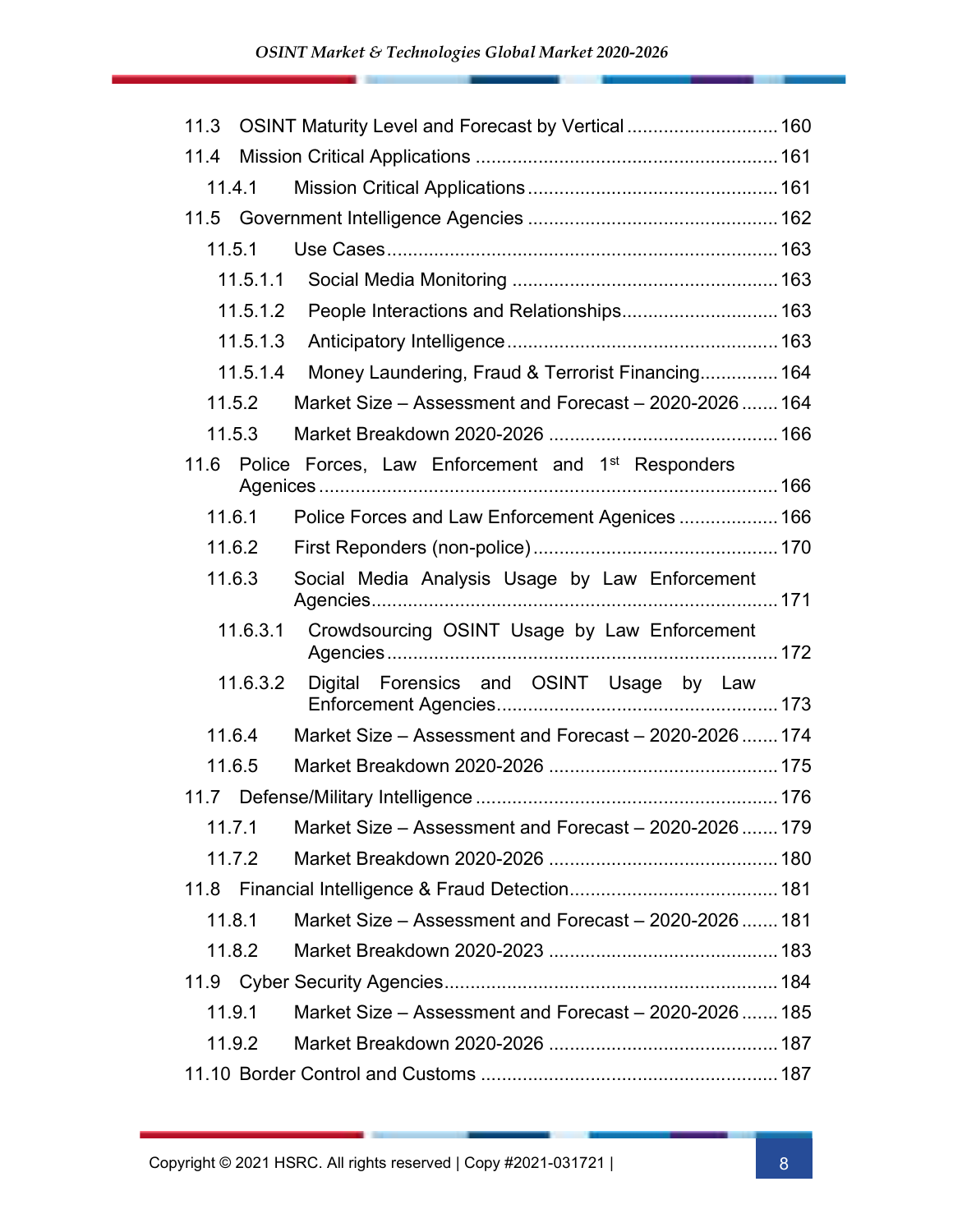11.3 OSINT Maturity Level and Forecast by Vertical ............................. 160

11.4 Mission Critical Applications ......................................................... 161

11.4.1 Mission Critical Applications ................................................ 161

11.5 Government Intelligence Agencies ................................................ 162

11.5.1 Use Cases ........................................................................... 163

11.5.1.1 Social Media Monitoring ................................................... 163

11.5.1.2 People Interactions and Relationships .............................. 163

11.5.1.3 Anticipatory Intelligence ................................................... 163

11.5.1.4 Money Laundering, Fraud & Terrorist Financing ............... 164

11.5.2 Market Size – Assessment and Forecast – 2020-2026 ....... 164

11.5.3 Market Breakdown 2020-2026 ............................................ 166

11.6 Police Forces, Law Enforcement and 1st Responders Agencies ......................................................................................... 166

11.6.1 Police Forces and Law Enforcement Agenices ................... 166

11.6.2 First Reponders (non-police) ............................................... 170

11.6.3 Social Media Analysis Usage by Law Enforcement Agencies ............................................................................... 171

11.6.3.1 Crowdsourcing OSINT Usage by Law Enforcement Agencies .......................................................................... 172

11.6.3.2 Digital Forensics and OSINT Usage by Law Enforcement Agencies ..................................................... 173

11.6.4 Market Size – Assessment and Forecast – 2020-2026 ....... 174

11.6.5 Market Breakdown 2020-2026 ............................................ 175

11.7 Defense/Military Intelligence ......................................................... 176

11.7.1 Market Size – Assessment and Forecast – 2020-2026 ....... 179

11.7.2 Market Breakdown 2020-2026 ............................................ 180

11.8 Financial Intelligence & Fraud Detection ....................................... 181

11.8.1 Market Size – Assessment and Forecast – 2020-2026 ....... 181

11.8.2 Market Breakdown 2020-2023 ............................................ 183

11.9 Cyber Security Agencies ............................................................... 184

11.9.1 Market Size – Assessment and Forecast – 2020-2026 ....... 185

11.9.2 Market Breakdown 2020-2026 ............................................ 187

11.10 Border Control and Customs ........................................................ 187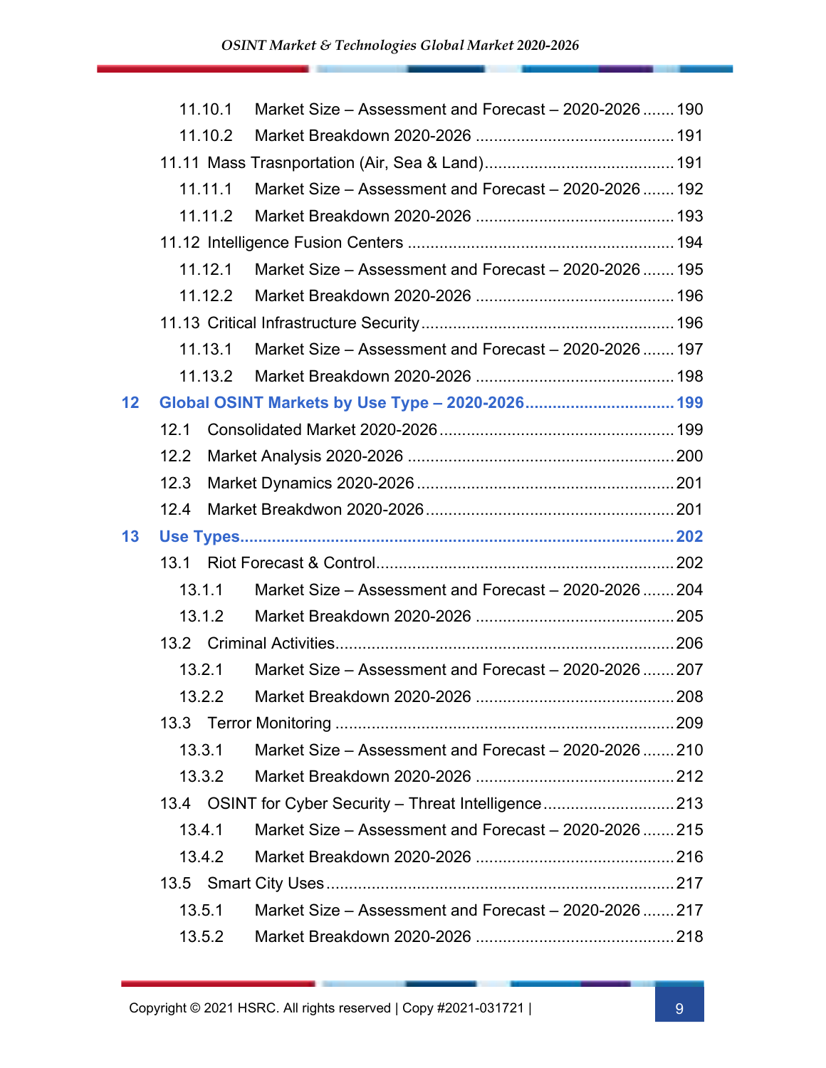- 11.10.1 Market Size – Assessment and Forecast – 2020-2026 ....... 190
- 11.10.2 Market Breakdown 2020-2026 ........................................... 191
- 11.11 Mass Trasnportation (Air, Sea & Land) ......................................... 191
  - 11.11.1 Market Size – Assessment and Forecast – 2020-2026 ....... 192
  - 11.11.2 Market Breakdown 2020-2026 ........................................... 193
- 11.12 Intelligence Fusion Centers ......................................................... 194
  - 11.12.1 Market Size – Assessment and Forecast – 2020-2026 ....... 195
  - 11.12.2 Market Breakdown 2020-2026 ........................................... 196
- 11.13 Critical Infrastructure Security ...................................................... 196
  - 11.13.1 Market Size – Assessment and Forecast – 2020-2026 ....... 197
  - 11.13.2 Market Breakdown 2020-2026 ........................................... 198

**12 Global OSINT Markets by Use Type – 2020-2026 ................................ 199**

- 12.1 Consolidated Market 2020-2026 ................................................... 199
- 12.2 Market Analysis 2020-2026 .......................................................... 200
- 12.3 Market Dynamics 2020-2026 ........................................................ 201
- 12.4 Market Breakdwon 2020-2026 ...................................................... 201

**13 Use Types ................................................................................................ 202**

- 13.1 Riot Forecast & Control ................................................................. 202
  - 13.1.1 Market Size – Assessment and Forecast – 2020-2026 ....... 204
  - 13.1.2 Market Breakdown 2020-2026 ........................................... 205
- 13.2 Criminal Activities .......................................................................... 206
  - 13.2.1 Market Size – Assessment and Forecast – 2020-2026 ....... 207
  - 13.2.2 Market Breakdown 2020-2026 ........................................... 208
- 13.3 Terror Monitoring .......................................................................... 209
  - 13.3.1 Market Size – Assessment and Forecast – 2020-2026 ....... 210
  - 13.3.2 Market Breakdown 2020-2026 ........................................... 212
- 13.4 OSINT for Cyber Security – Threat Intelligence ............................ 213
  - 13.4.1 Market Size – Assessment and Forecast – 2020-2026 ....... 215
  - 13.4.2 Market Breakdown 2020-2026 ........................................... 216
- 13.5 Smart City Uses ............................................................................. 217
  - 13.5.1 Market Size – Assessment and Forecast – 2020-2026 ....... 217
  - 13.5.2 Market Breakdown 2020-2026 ........................................... 218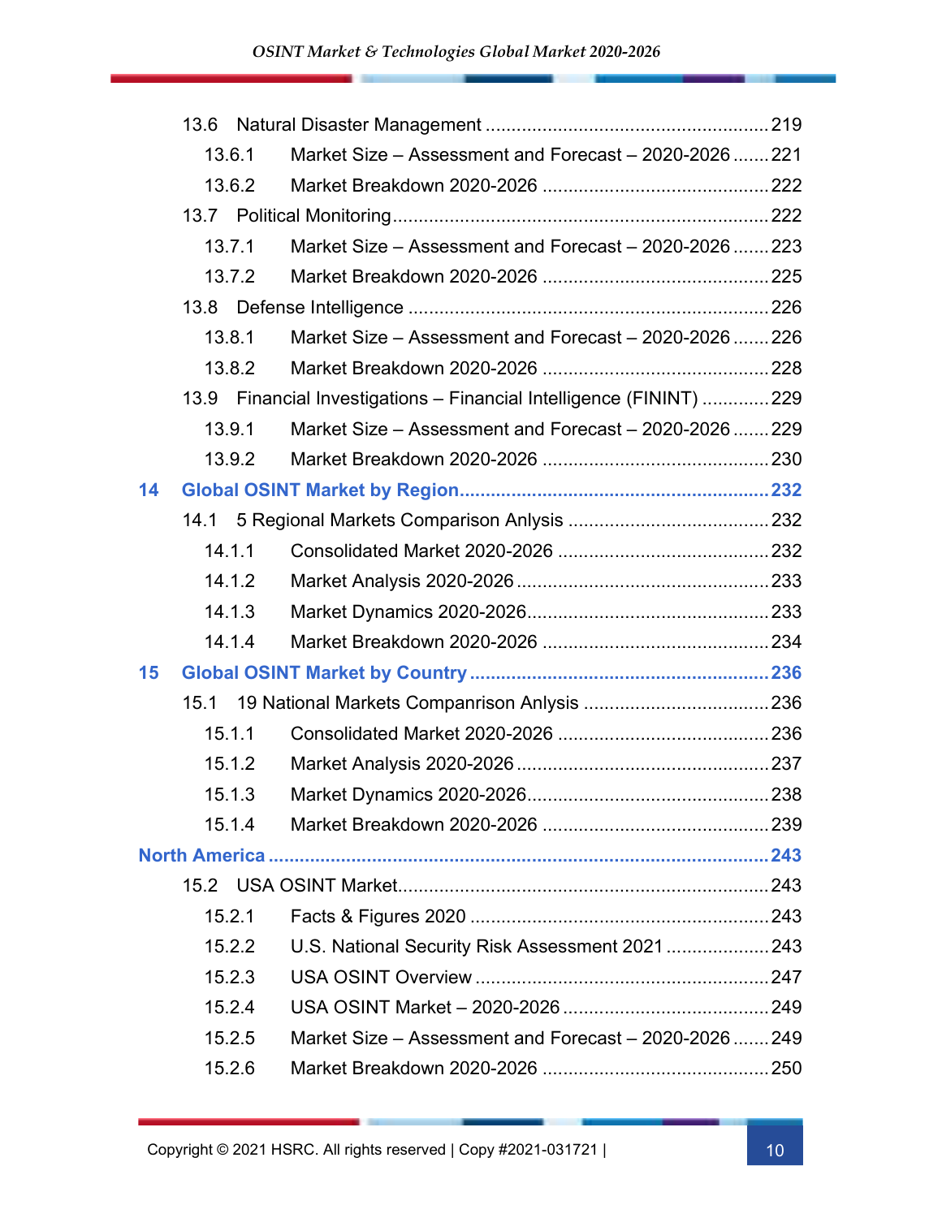13.6 Natural Disaster Management ...................................................... 219

13.6.1 Market Size – Assessment and Forecast – 2020-2026 ....... 221

13.6.2 Market Breakdown 2020-2026 ........................................... 222

13.7 Political Monitoring ....................................................................... 222

13.7.1 Market Size – Assessment and Forecast – 2020-2026 ....... 223

13.7.2 Market Breakdown 2020-2026 ........................................... 225

13.8 Defense Intelligence ..................................................................... 226

13.8.1 Market Size – Assessment and Forecast – 2020-2026 ....... 226

13.8.2 Market Breakdown 2020-2026 ........................................... 228

13.9 Financial Investigations – Financial Intelligence (FININT) ............. 229

13.9.1 Market Size – Assessment and Forecast – 2020-2026 ....... 229

13.9.2 Market Breakdown 2020-2026 ........................................... 230

**14 Global OSINT Market by Region ........................................................... 232**

14.1 5 Regional Markets Comparison Anlysis ....................................... 232

14.1.1 Consolidated Market 2020-2026 ......................................... 232

14.1.2 Market Analysis 2020-2026 ................................................. 233

14.1.3 Market Dynamics 2020-2026 ............................................... 233

14.1.4 Market Breakdown 2020-2026 ............................................ 234

**15 Global OSINT Market by Country ......................................................... 236**

15.1 19 National Markets Companrison Anlysis .................................... 236

15.1.1 Consolidated Market 2020-2026 ......................................... 236

15.1.2 Market Analysis 2020-2026 ................................................. 237

15.1.3 Market Dynamics 2020-2026 ............................................... 238

15.1.4 Market Breakdown 2020-2026 ............................................ 239

**North America ................................................................................................ 243**

15.2 USA OSINT Market ....................................................................... 243

15.2.1 Facts & Figures 2020 .......................................................... 243

15.2.2 U.S. National Security Risk Assessment 2021 .................... 243

15.2.3 USA OSINT Overview .......................................................... 247

15.2.4 USA OSINT Market – 2020-2026 ........................................ 249

15.2.5 Market Size – Assessment and Forecast – 2020-2026 ....... 249

15.2.6 Market Breakdown 2020-2026 ............................................ 250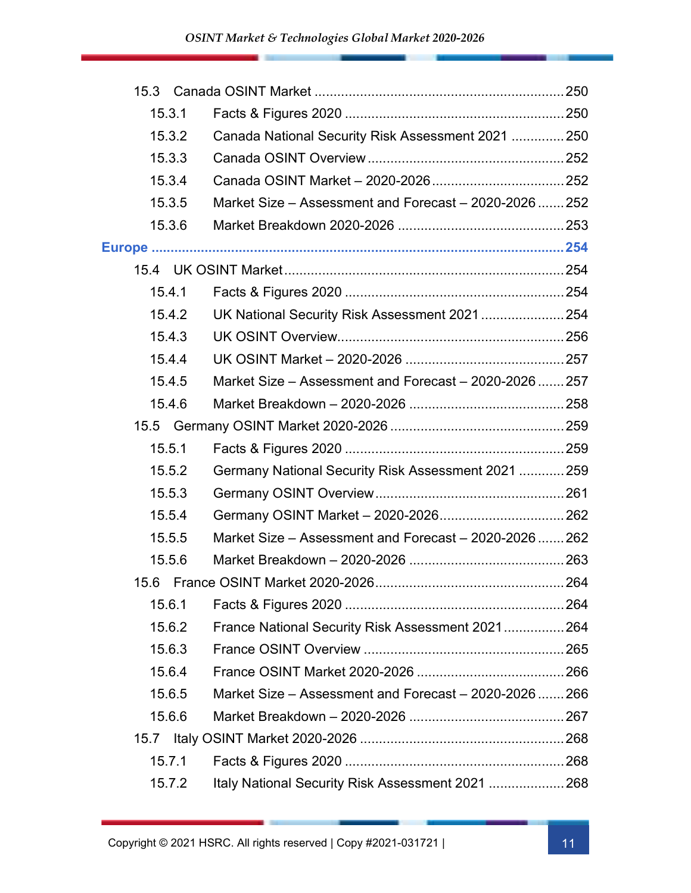15.3 Canada OSINT Market ........................................................................ 250
- 15.3.1 Facts & Figures 2020 ............................................................ 250
- 15.3.2 Canada National Security Risk Assessment 2021 .............. 250
- 15.3.3 Canada OSINT Overview .................................................... 252
- 15.3.4 Canada OSINT Market – 2020-2026 .................................. 252
- 15.3.5 Market Size – Assessment and Forecast – 2020-2026 ....... 252
- 15.3.6 Market Breakdown 2020-2026 ............................................ 253

Europe ........................................................................................................ 254

15.4 UK OSINT Market ................................................................................ 254
- 15.4.1 Facts & Figures 2020 ............................................................ 254
- 15.4.2 UK National Security Risk Assessment 2021 ...................... 254
- 15.4.3 UK OSINT Overview ............................................................ 256
- 15.4.4 UK OSINT Market – 2020-2026 .......................................... 257
- 15.4.5 Market Size – Assessment and Forecast – 2020-2026 ....... 257
- 15.4.6 Market Breakdown – 2020-2026 ......................................... 258

15.5 Germany OSINT Market 2020-2026 .................................................. 259
- 15.5.1 Facts & Figures 2020 ............................................................ 259
- 15.5.2 Germany National Security Risk Assessment 2021 ............ 259
- 15.5.3 Germany OSINT Overview .................................................. 261
- 15.5.4 Germany OSINT Market – 2020-2026 ................................ 262
- 15.5.5 Market Size – Assessment and Forecast – 2020-2026 ....... 262
- 15.5.6 Market Breakdown – 2020-2026 ......................................... 263

15.6 France OSINT Market 2020-2026 ..................................................... 264
- 15.6.1 Facts & Figures 2020 ............................................................ 264
- 15.6.2 France National Security Risk Assessment 2021 ................ 264
- 15.6.3 France OSINT Overview ..................................................... 265
- 15.6.4 France OSINT Market 2020-2026 ....................................... 266
- 15.6.5 Market Size – Assessment and Forecast – 2020-2026 ....... 266
- 15.6.6 Market Breakdown – 2020-2026 ......................................... 267

15.7 Italy OSINT Market 2020-2026 .......................................................... 268
- 15.7.1 Facts & Figures 2020 ............................................................ 268
- 15.7.2 Italy National Security Risk Assessment 2021 .................... 268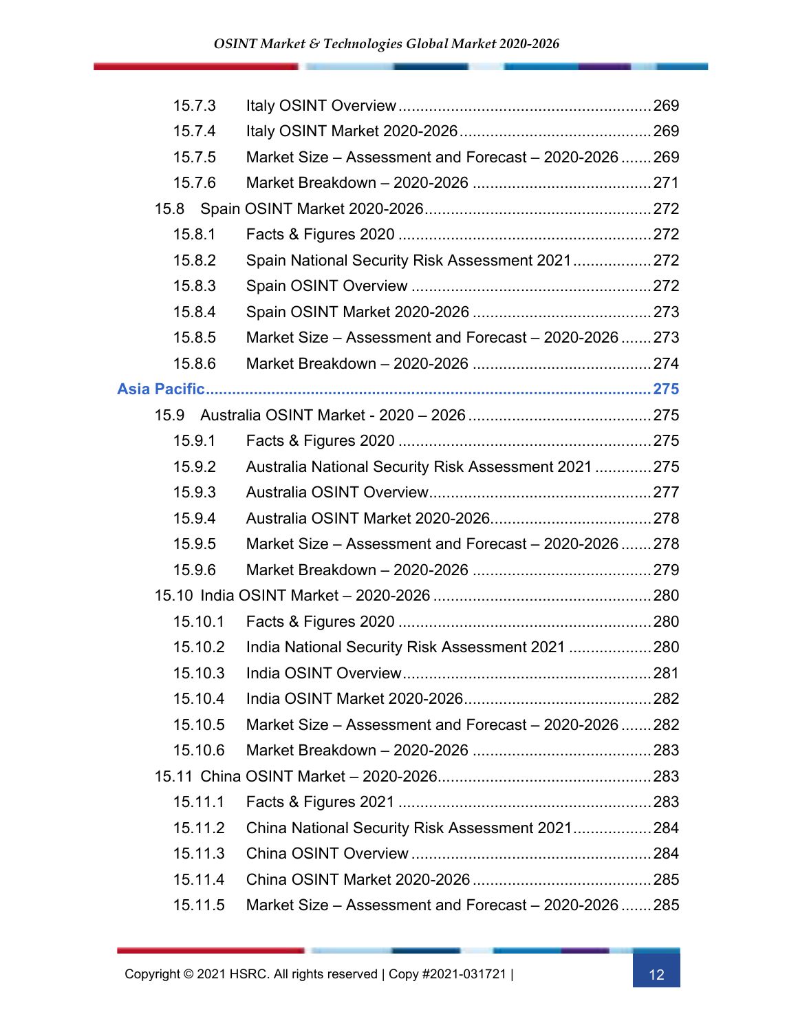15.7.3 Italy OSINT Overview ........................................................ 269

15.7.4 Italy OSINT Market 2020-2026 ........................................... 269

15.7.5 Market Size – Assessment and Forecast – 2020-2026 ....... 269

15.7.6 Market Breakdown – 2020-2026 ......................................... 271

15.8 Spain OSINT Market 2020-2026 .................................................... 272

15.8.1 Facts & Figures 2020 .......................................................... 272

15.8.2 Spain National Security Risk Assessment 2021 .................. 272

15.8.3 Spain OSINT Overview ....................................................... 272

15.8.4 Spain OSINT Market 2020-2026 ......................................... 273

15.8.5 Market Size – Assessment and Forecast – 2020-2026 ....... 273

15.8.6 Market Breakdown – 2020-2026 ......................................... 274

**Asia Pacific ........................................................................................... 275**

15.9 Australia OSINT Market - 2020 – 2026 .......................................... 275

15.9.1 Facts & Figures 2020 .......................................................... 275

15.9.2 Australia National Security Risk Assessment 2021 ............. 275

15.9.3 Australia OSINT Overview ................................................... 277

15.9.4 Australia OSINT Market 2020-2026 ..................................... 278

15.9.5 Market Size – Assessment and Forecast – 2020-2026 ....... 278

15.9.6 Market Breakdown – 2020-2026 ......................................... 279

15.10 India OSINT Market – 2020-2026 .................................................. 280

15.10.1 Facts & Figures 2020 .......................................................... 280

15.10.2 India National Security Risk Assessment 2021 ................... 280

15.10.3 India OSINT Overview ......................................................... 281

15.10.4 India OSINT Market 2020-2026 ........................................... 282

15.10.5 Market Size – Assessment and Forecast – 2020-2026 ....... 282

15.10.6 Market Breakdown – 2020-2026 ......................................... 283

15.11 China OSINT Market – 2020-2026 ................................................. 283

15.11.1 Facts & Figures 2021 .......................................................... 283

15.11.2 China National Security Risk Assessment 2021 .................. 284

15.11.3 China OSINT Overview ....................................................... 284

15.11.4 China OSINT Market 2020-2026 ......................................... 285

15.11.5 Market Size – Assessment and Forecast – 2020-2026 ....... 285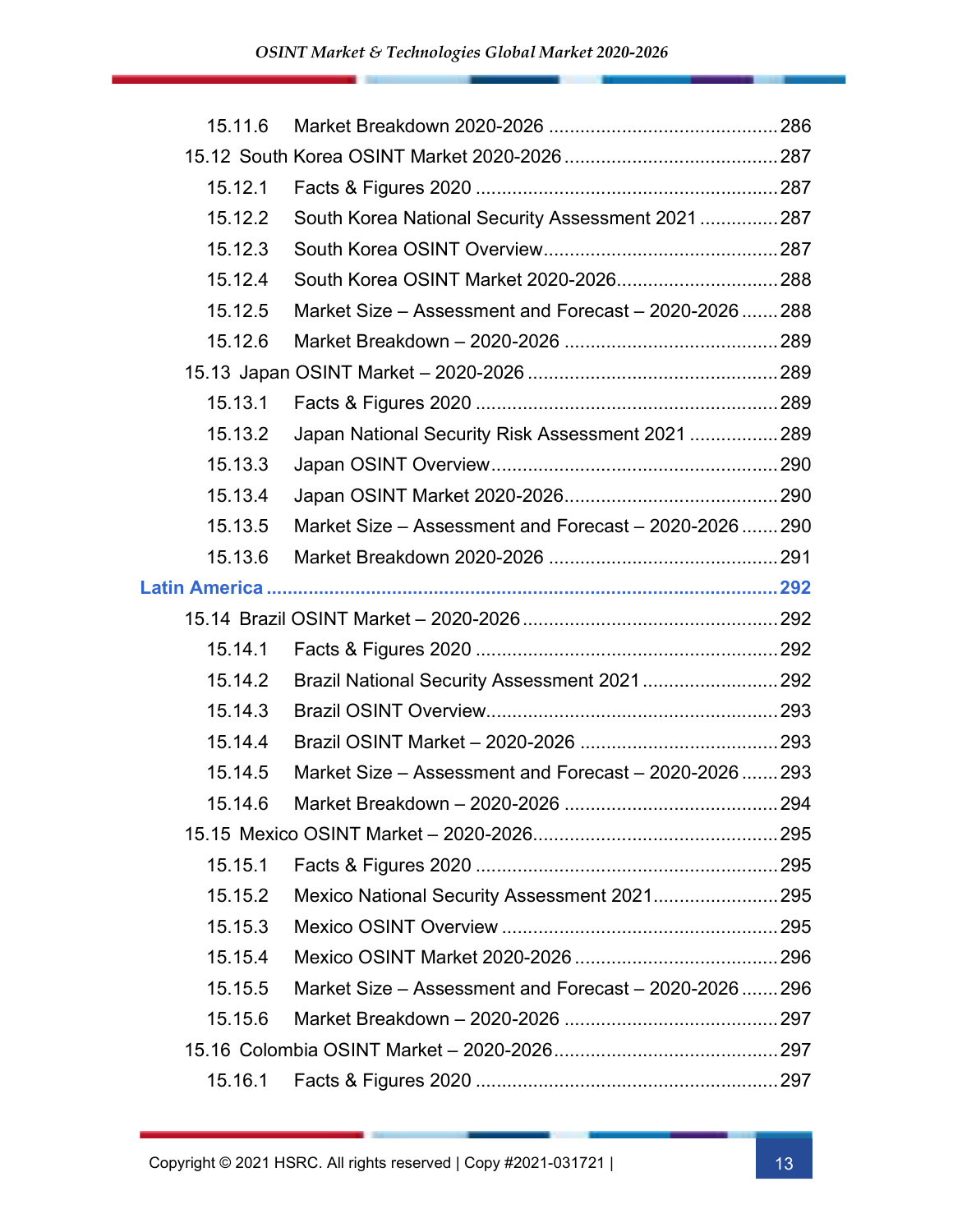15.11.6 Market Breakdown 2020-2026 ............................................ 286

15.12 South Korea OSINT Market 2020-2026 ........................................ 287

15.12.1 Facts & Figures 2020 ........................................................ 287

15.12.2 South Korea National Security Assessment 2021 ............... 287

15.12.3 South Korea OSINT Overview ............................................ 287

15.12.4 South Korea OSINT Market 2020-2026 ............................... 288

15.12.5 Market Size – Assessment and Forecast – 2020-2026 ....... 288

15.12.6 Market Breakdown – 2020-2026 ........................................ 289

15.13 Japan OSINT Market – 2020-2026 ............................................... 289

15.13.1 Facts & Figures 2020 ........................................................ 289

15.13.2 Japan National Security Risk Assessment 2021 ................ 289

15.13.3 Japan OSINT Overview ..................................................... 290

15.13.4 Japan OSINT Market 2020-2026 ........................................ 290

15.13.5 Market Size – Assessment and Forecast – 2020-2026 ....... 290

15.13.6 Market Breakdown 2020-2026 ........................................... 291

**Latin America** ................................................................................ **292**

15.14 Brazil OSINT Market – 2020-2026 ................................................ 292

15.14.1 Facts & Figures 2020 ........................................................ 292

15.14.2 Brazil National Security Assessment 2021 .......................... 292

15.14.3 Brazil OSINT Overview ...................................................... 293

15.14.4 Brazil OSINT Market – 2020-2026 ..................................... 293

15.14.5 Market Size – Assessment and Forecast – 2020-2026 ....... 293

15.14.6 Market Breakdown – 2020-2026 ........................................ 294

15.15 Mexico OSINT Market – 2020-2026 .............................................. 295

15.15.1 Facts & Figures 2020 ........................................................ 295

15.15.2 Mexico National Security Assessment 2021 ........................ 295

15.15.3 Mexico OSINT Overview .................................................... 295

15.15.4 Mexico OSINT Market 2020-2026 ...................................... 296

15.15.5 Market Size – Assessment and Forecast – 2020-2026 ....... 296

15.15.6 Market Breakdown – 2020-2026 ........................................ 297

15.16 Colombia OSINT Market – 2020-2026 .......................................... 297

15.16.1 Facts & Figures 2020 ........................................................ 297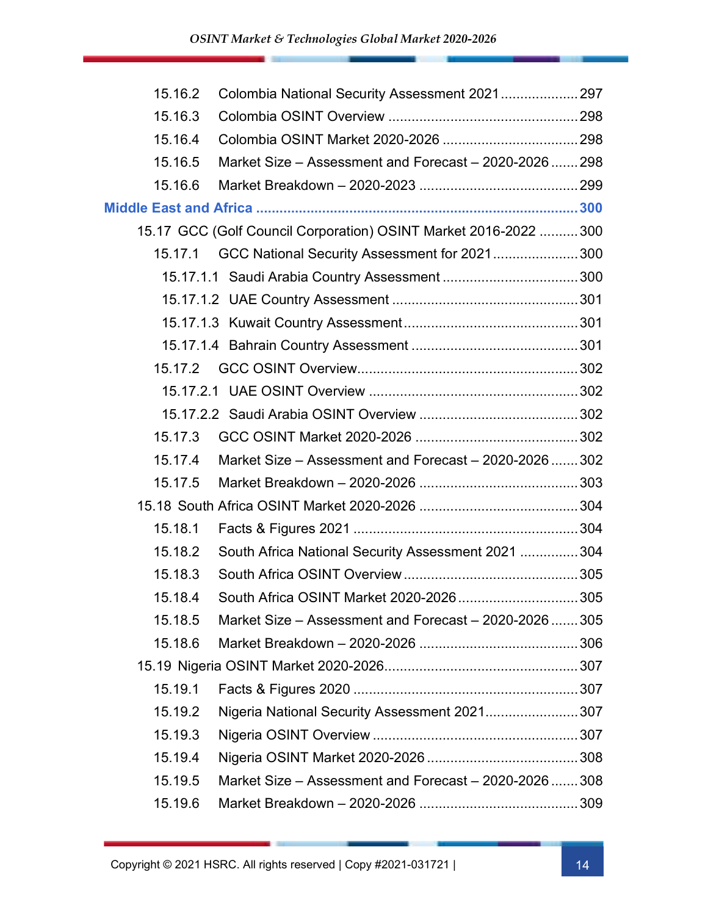15.16.2 Colombia National Security Assessment 2021 .................... 297
15.16.3 Colombia OSINT Overview ................................................ 298
15.16.4 Colombia OSINT Market 2020-2026 .................................. 298
15.16.5 Market Size – Assessment and Forecast – 2020-2026 ....... 298
15.16.6 Market Breakdown – 2020-2023 ........................................ 299

**Middle East and Africa ............................................................................ 300**

15.17 GCC (Golf Council Corporation) OSINT Market 2016-2022 .......... 300

15.17.1 GCC National Security Assessment for 2021 ...................... 300

15.17.1.1 Saudi Arabia Country Assessment .................................. 300
15.17.1.2 UAE Country Assessment ............................................... 301
15.17.1.3 Kuwait Country Assessment ............................................ 301
15.17.1.4 Bahrain Country Assessment .......................................... 301

15.17.2 GCC OSINT Overview........................................................ 302

15.17.2.1 UAE OSINT Overview ..................................................... 302
15.17.2.2 Saudi Arabia OSINT Overview ........................................ 302

15.17.3 GCC OSINT Market 2020-2026 ......................................... 302
15.17.4 Market Size – Assessment and Forecast – 2020-2026 ....... 302
15.17.5 Market Breakdown – 2020-2026 ........................................ 303

15.18 South Africa OSINT Market 2020-2026 ........................................ 304

15.18.1 Facts & Figures 2021 ......................................................... 304
15.18.2 South Africa National Security Assessment 2021 ............... 304
15.18.3 South Africa OSINT Overview ............................................ 305
15.18.4 South Africa OSINT Market 2020-2026 .............................. 305
15.18.5 Market Size – Assessment and Forecast – 2020-2026 ....... 305
15.18.6 Market Breakdown – 2020-2026 ........................................ 306

15.19 Nigeria OSINT Market 2020-2026................................................. 307

15.19.1 Facts & Figures 2020 ......................................................... 307
15.19.2 Nigeria National Security Assessment 2021........................ 307
15.19.3 Nigeria OSINT Overview .................................................... 307
15.19.4 Nigeria OSINT Market 2020-2026 ...................................... 308
15.19.5 Market Size – Assessment and Forecast – 2020-2026 ....... 308
15.19.6 Market Breakdown – 2020-2026 ........................................ 309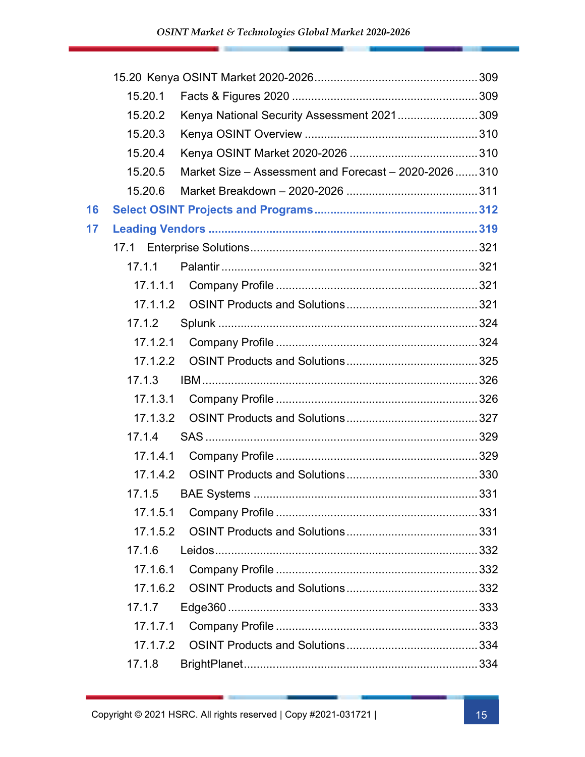15.20 Kenya OSINT Market 2020-2026 ........ 309
- 15.20.1 Facts & Figures 2020 ........ 309
- 15.20.2 Kenya National Security Assessment 2021 ........ 309
- 15.20.3 Kenya OSINT Overview ........ 310
- 15.20.4 Kenya OSINT Market 2020-2026 ........ 310
- 15.20.5 Market Size – Assessment and Forecast – 2020-2026 ........ 310
- 15.20.6 Market Breakdown – 2020-2026 ........ 311

**16 Select OSINT Projects and Programs ........ 312**

**17 Leading Vendors ........ 319**

17.1 Enterprise Solutions ........ 321
- 17.1.1 Palantir ........ 321
  - 17.1.1.1 Company Profile ........ 321
  - 17.1.1.2 OSINT Products and Solutions ........ 321
- 17.1.2 Splunk ........ 324
  - 17.1.2.1 Company Profile ........ 324
  - 17.1.2.2 OSINT Products and Solutions ........ 325
- 17.1.3 IBM ........ 326
  - 17.1.3.1 Company Profile ........ 326
  - 17.1.3.2 OSINT Products and Solutions ........ 327
- 17.1.4 SAS ........ 329
  - 17.1.4.1 Company Profile ........ 329
  - 17.1.4.2 OSINT Products and Solutions ........ 330
- 17.1.5 BAE Systems ........ 331
  - 17.1.5.1 Company Profile ........ 331
  - 17.1.5.2 OSINT Products and Solutions ........ 331
- 17.1.6 Leidos ........ 332
  - 17.1.6.1 Company Profile ........ 332
  - 17.1.6.2 OSINT Products and Solutions ........ 332
- 17.1.7 Edge360 ........ 333
  - 17.1.7.1 Company Profile ........ 333
  - 17.1.7.2 OSINT Products and Solutions ........ 334
- 17.1.8 BrightPlanet ........ 334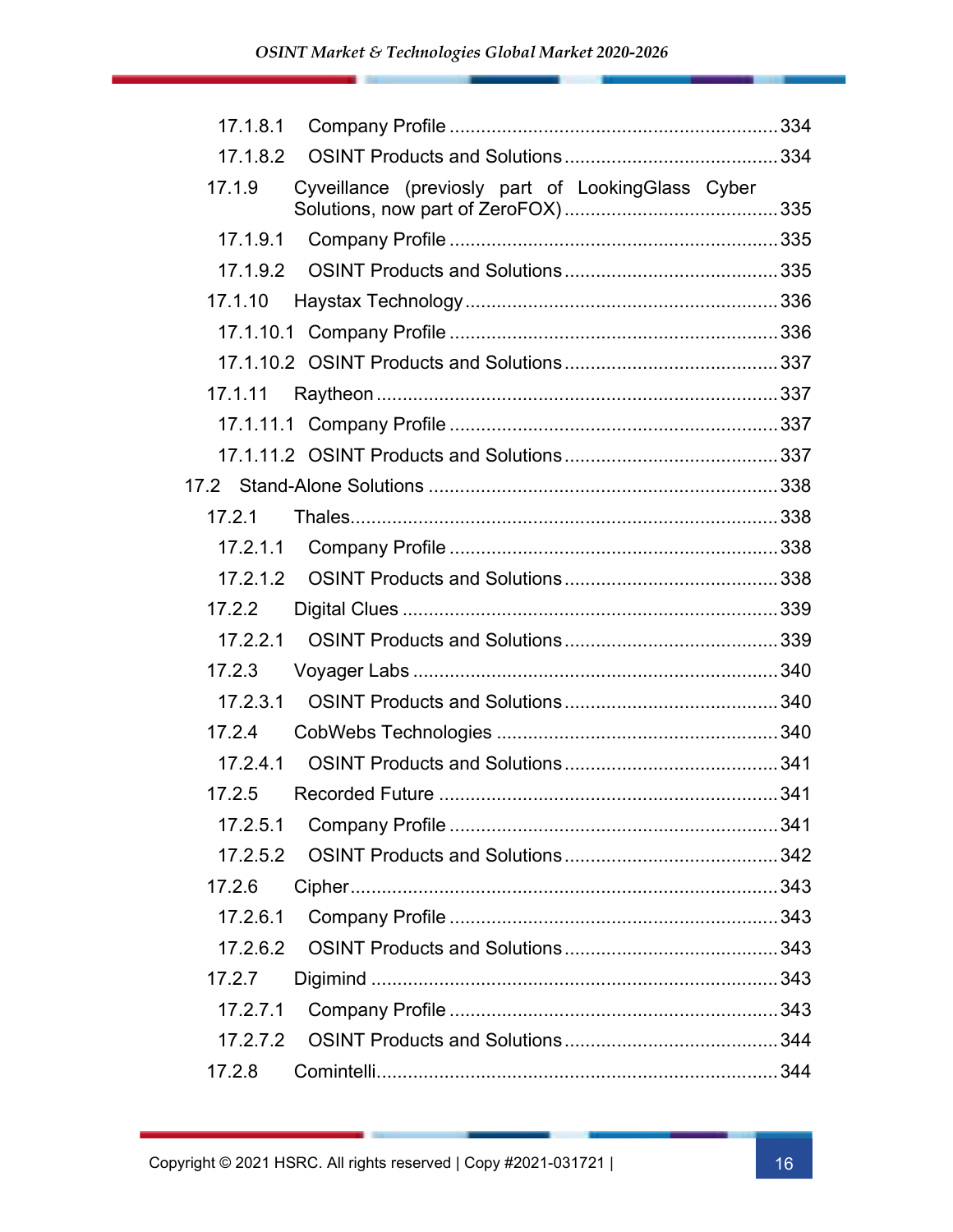17.1.8.1 Company Profile ............................................................ 334

17.1.8.2 OSINT Products and Solutions ........................................ 334

17.1.9 Cyveillance (previosly part of LookingGlass Cyber Solutions, now part of ZeroFOX) ........................................ 335

17.1.9.1 Company Profile ............................................................ 335

17.1.9.2 OSINT Products and Solutions ........................................ 335

17.1.10 Haystax Technology ........................................................ 336

17.1.10.1 Company Profile .......................................................... 336

17.1.10.2 OSINT Products and Solutions ...................................... 337

17.1.11 Raytheon ........................................................................ 337

17.1.11.1 Company Profile .......................................................... 337

17.1.11.2 OSINT Products and Solutions ...................................... 337

17.2 Stand-Alone Solutions ........................................................ 338

17.2.1 Thales ............................................................................. 338

17.2.1.1 Company Profile ............................................................ 338

17.2.1.2 OSINT Products and Solutions ........................................ 338

17.2.2 Digital Clues ................................................................... 339

17.2.2.1 OSINT Products and Solutions ........................................ 339

17.2.3 Voyager Labs .................................................................. 340

17.2.3.1 OSINT Products and Solutions ........................................ 340

17.2.4 CobWebs Technologies .................................................... 340

17.2.4.1 OSINT Products and Solutions ........................................ 341

17.2.5 Recorded Future ............................................................. 341

17.2.5.1 Company Profile ............................................................ 341

17.2.5.2 OSINT Products and Solutions ........................................ 342

17.2.6 Cipher ............................................................................. 343

17.2.6.1 Company Profile ............................................................ 343

17.2.6.2 OSINT Products and Solutions ........................................ 343

17.2.7 Digimind ......................................................................... 343

17.2.7.1 Company Profile ............................................................ 343

17.2.7.2 OSINT Products and Solutions ........................................ 344

17.2.8 Comintelli ........................................................................ 344

Copyright © 2021 HSRC. All rights reserved | Copy #2021-031721 |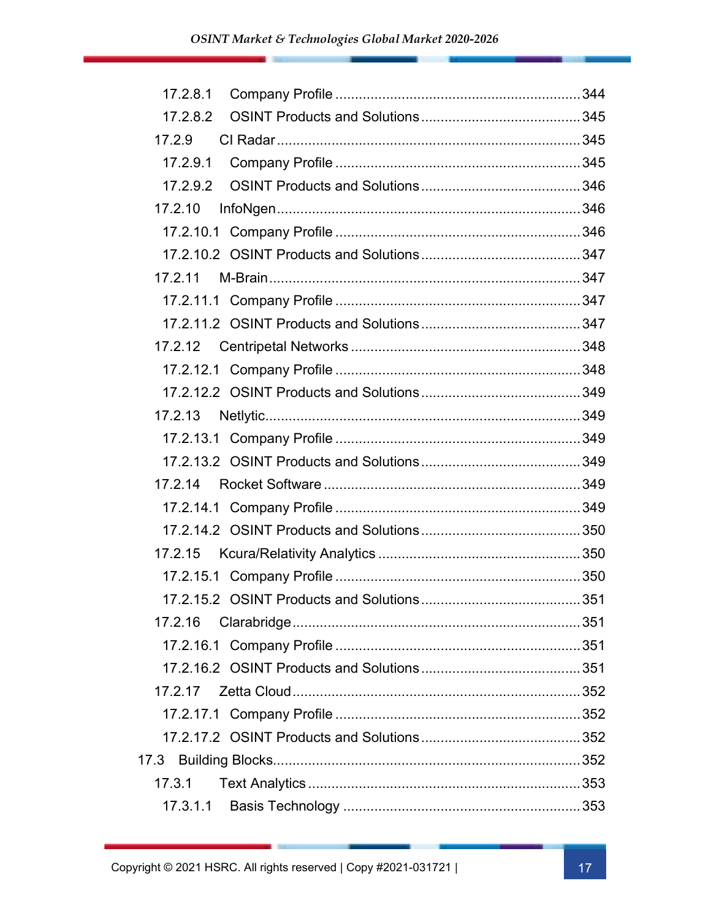17.2.8.1 Company Profile ....................................................................344
17.2.8.2 OSINT Products and Solutions ...........................................345
17.2.9 CI Radar ..............................................................................345
17.2.9.1 Company Profile ....................................................................345
17.2.9.2 OSINT Products and Solutions ...........................................346
17.2.10 InfoNgen ..............................................................................346
17.2.10.1 Company Profile ..................................................................346
17.2.10.2 OSINT Products and Solutions .........................................347
17.2.11 M-Brain ...............................................................................347
17.2.11.1 Company Profile ..................................................................347
17.2.11.2 OSINT Products and Solutions .........................................347
17.2.12 Centripetal Networks ..........................................................348
17.2.12.1 Company Profile ..................................................................348
17.2.12.2 OSINT Products and Solutions .........................................349
17.2.13 Netlytic ................................................................................349
17.2.13.1 Company Profile ..................................................................349
17.2.13.2 OSINT Products and Solutions .........................................349
17.2.14 Rocket Software ..................................................................349
17.2.14.1 Company Profile ..................................................................349
17.2.14.2 OSINT Products and Solutions .........................................350
17.2.15 Kcura/Relativity Analytics ..................................................350
17.2.15.1 Company Profile ..................................................................350
17.2.15.2 OSINT Products and Solutions .........................................351
17.2.16 Clarabridge .........................................................................351
17.2.16.1 Company Profile ..................................................................351
17.2.16.2 OSINT Products and Solutions .........................................351
17.2.17 Zetta Cloud .........................................................................352
17.2.17.1 Company Profile ..................................................................352
17.2.17.2 OSINT Products and Solutions .........................................352
17.3 Building Blocks ............................................................................352
17.3.1 Text Analytics .....................................................................353
17.3.1.1 Basis Technology ................................................................353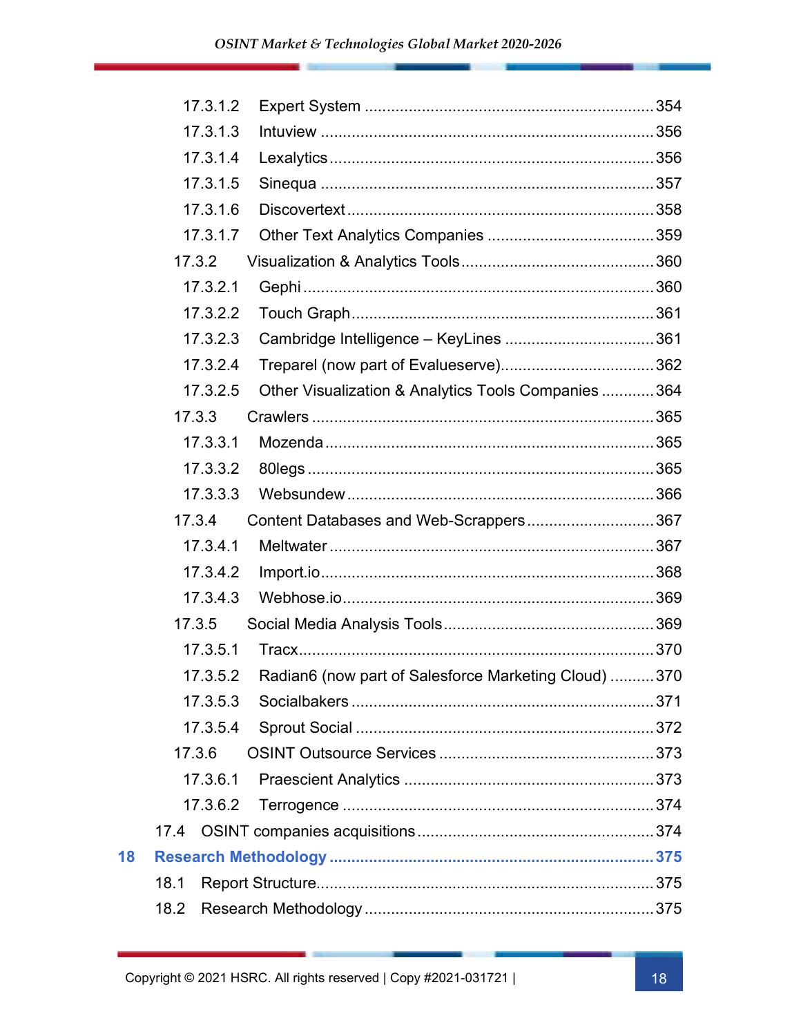17.3.1.2 Expert System ... 354
17.3.1.3 Intuview ... 356
17.3.1.4 Lexalytics ... 356
17.3.1.5 Sinequa ... 357
17.3.1.6 Discovertext ... 358
17.3.1.7 Other Text Analytics Companies ... 359
17.3.2 Visualization & Analytics Tools ... 360
17.3.2.1 Gephi ... 360
17.3.2.2 Touch Graph ... 361
17.3.2.3 Cambridge Intelligence – KeyLines ... 361
17.3.2.4 Treparel (now part of Evalueserve) ... 362
17.3.2.5 Other Visualization & Analytics Tools Companies ... 364
17.3.3 Crawlers ... 365
17.3.3.1 Mozenda ... 365
17.3.3.2 80legs ... 365
17.3.3.3 Websundew ... 366
17.3.4 Content Databases and Web-Scrappers ... 367
17.3.4.1 Meltwater ... 367
17.3.4.2 Import.io ... 368
17.3.4.3 Webhose.io ... 369
17.3.5 Social Media Analysis Tools ... 369
17.3.5.1 Tracx ... 370
17.3.5.2 Radian6 (now part of Salesforce Marketing Cloud) ... 370
17.3.5.3 Socialbakers ... 371
17.3.5.4 Sprout Social ... 372
17.3.6 OSINT Outsource Services ... 373
17.3.6.1 Praescient Analytics ... 373
17.3.6.2 Terrogence ... 374
17.4 OSINT companies acquisitions ... 374

**18 Research Methodology ... 375**

18.1 Report Structure ... 375
18.2 Research Methodology ... 375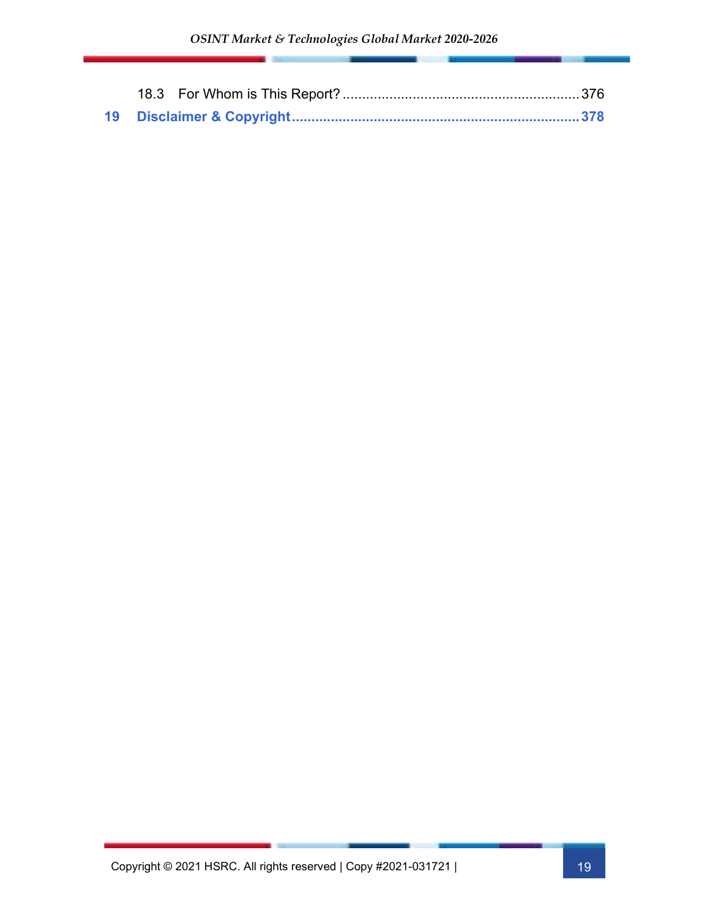18.3 For Whom is This Report? ............................................................ 376

**19 Disclaimer & Copyright ........................................................................ 378**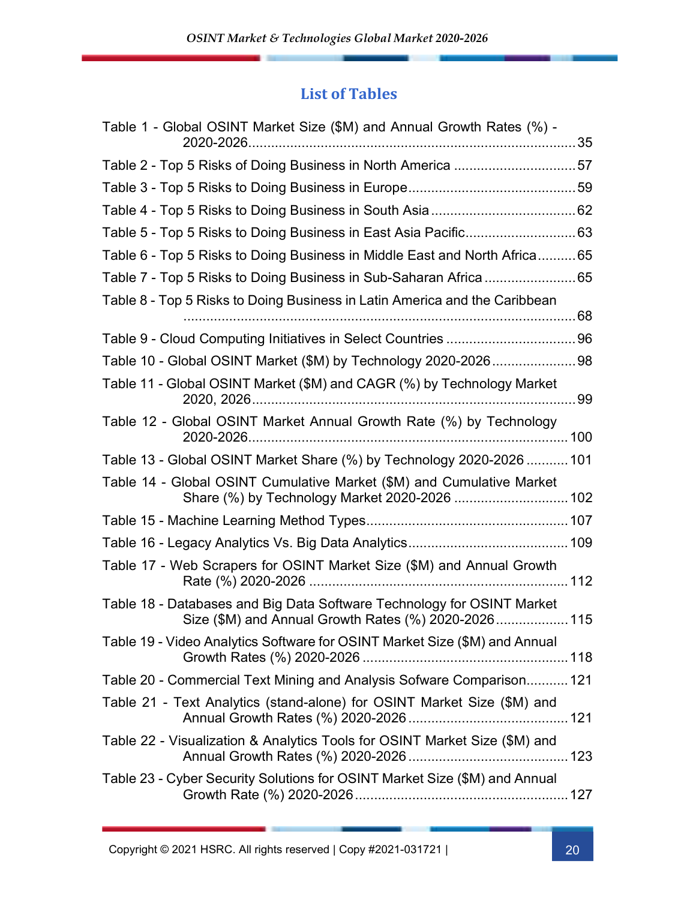## List of Tables

Table 1 - Global OSINT Market Size ($M) and Annual Growth Rates (%) - 2020-2026 ..... 35

Table 2 - Top 5 Risks of Doing Business in North America ..... 57

Table 3 - Top 5 Risks to Doing Business in Europe ..... 59

Table 4 - Top 5 Risks to Doing Business in South Asia ..... 62

Table 5 - Top 5 Risks to Doing Business in East Asia Pacific ..... 63

Table 6 - Top 5 Risks to Doing Business in Middle East and North Africa ..... 65

Table 7 - Top 5 Risks to Doing Business in Sub-Saharan Africa ..... 65

Table 8 - Top 5 Risks to Doing Business in Latin America and the Caribbean ..... 68

Table 9 - Cloud Computing Initiatives in Select Countries ..... 96

Table 10 - Global OSINT Market ($M) by Technology 2020-2026 ..... 98

Table 11 - Global OSINT Market ($M) and CAGR (%) by Technology Market 2020, 2026 ..... 99

Table 12 - Global OSINT Market Annual Growth Rate (%) by Technology 2020-2026 ..... 100

Table 13 - Global OSINT Market Share (%) by Technology 2020-2026 ..... 101

Table 14 - Global OSINT Cumulative Market ($M) and Cumulative Market Share (%) by Technology Market 2020-2026 ..... 102

Table 15 - Machine Learning Method Types ..... 107

Table 16 - Legacy Analytics Vs. Big Data Analytics ..... 109

Table 17 - Web Scrapers for OSINT Market Size ($M) and Annual Growth Rate (%) 2020-2026 ..... 112

Table 18 - Databases and Big Data Software Technology for OSINT Market Size ($M) and Annual Growth Rates (%) 2020-2026 ..... 115

Table 19 - Video Analytics Software for OSINT Market Size ($M) and Annual Growth Rates (%) 2020-2026 ..... 118

Table 20 - Commercial Text Mining and Analysis Sofware Comparison ..... 121

Table 21 - Text Analytics (stand-alone) for OSINT Market Size ($M) and Annual Growth Rates (%) 2020-2026 ..... 121

Table 22 - Visualization & Analytics Tools for OSINT Market Size ($M) and Annual Growth Rates (%) 2020-2026 ..... 123

Table 23 - Cyber Security Solutions for OSINT Market Size ($M) and Annual Growth Rate (%) 2020-2026 ..... 127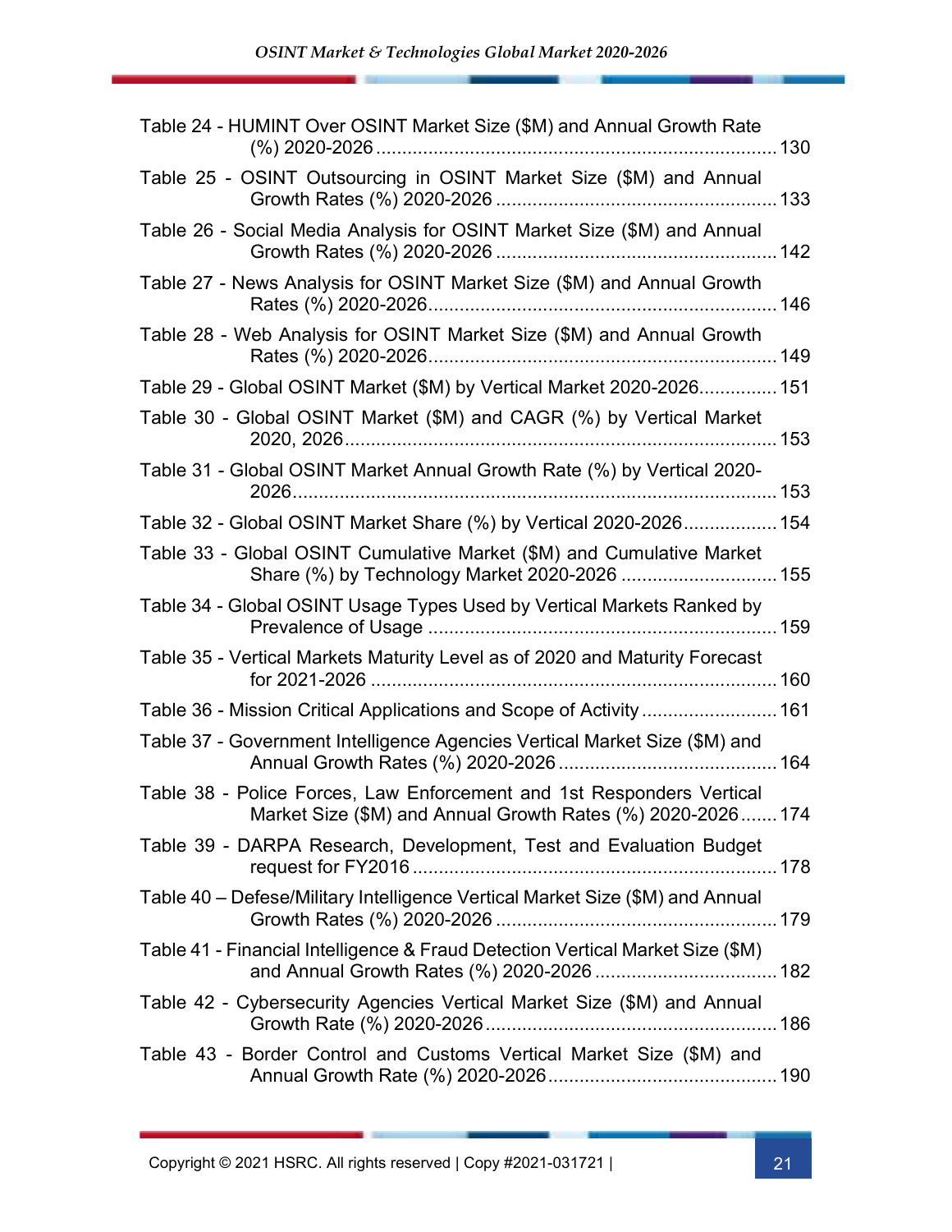Table 24 - HUMINT Over OSINT Market Size ($M) and Annual Growth Rate (%) 2020-2026 .......... 130

Table 25 - OSINT Outsourcing in OSINT Market Size ($M) and Annual Growth Rates (%) 2020-2026 .......... 133

Table 26 - Social Media Analysis for OSINT Market Size ($M) and Annual Growth Rates (%) 2020-2026 .......... 142

Table 27 - News Analysis for OSINT Market Size ($M) and Annual Growth Rates (%) 2020-2026 .......... 146

Table 28 - Web Analysis for OSINT Market Size ($M) and Annual Growth Rates (%) 2020-2026 .......... 149

Table 29 - Global OSINT Market ($M) by Vertical Market 2020-2026 .......... 151

Table 30 - Global OSINT Market ($M) and CAGR (%) by Vertical Market 2020, 2026 .......... 153

Table 31 - Global OSINT Market Annual Growth Rate (%) by Vertical 2020-2026 .......... 153

Table 32 - Global OSINT Market Share (%) by Vertical 2020-2026 .......... 154

Table 33 - Global OSINT Cumulative Market ($M) and Cumulative Market Share (%) by Technology Market 2020-2026 .......... 155

Table 34 - Global OSINT Usage Types Used by Vertical Markets Ranked by Prevalence of Usage .......... 159

Table 35 - Vertical Markets Maturity Level as of 2020 and Maturity Forecast for 2021-2026 .......... 160

Table 36 - Mission Critical Applications and Scope of Activity .......... 161

Table 37 - Government Intelligence Agencies Vertical Market Size ($M) and Annual Growth Rates (%) 2020-2026 .......... 164

Table 38 - Police Forces, Law Enforcement and 1st Responders Vertical Market Size ($M) and Annual Growth Rates (%) 2020-2026 .......... 174

Table 39 - DARPA Research, Development, Test and Evaluation Budget request for FY2016 .......... 178

Table 40 – Defese/Military Intelligence Vertical Market Size ($M) and Annual Growth Rates (%) 2020-2026 .......... 179

Table 41 - Financial Intelligence & Fraud Detection Vertical Market Size ($M) and Annual Growth Rates (%) 2020-2026 .......... 182

Table 42 - Cybersecurity Agencies Vertical Market Size ($M) and Annual Growth Rate (%) 2020-2026 .......... 186

Table 43 - Border Control and Customs Vertical Market Size ($M) and Annual Growth Rate (%) 2020-2026 .......... 190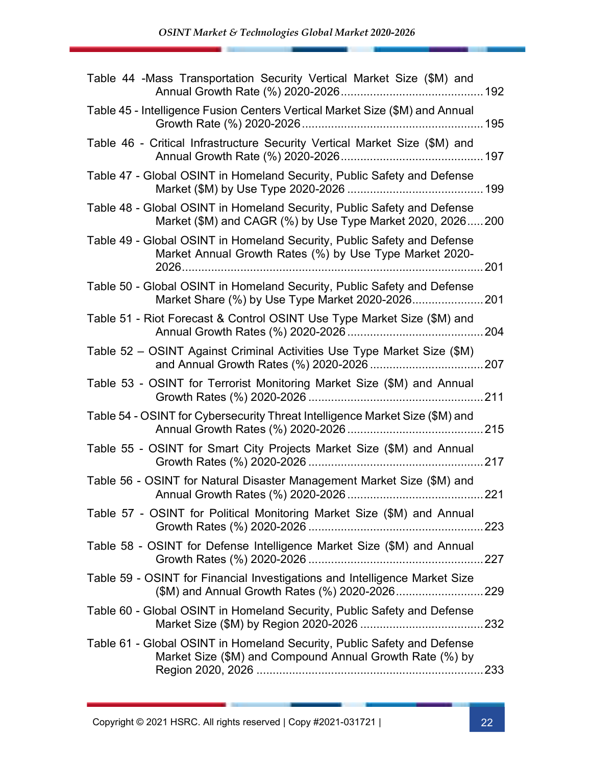Table 44 -Mass Transportation Security Vertical Market Size ($M) and Annual Growth Rate (%) 2020-2026 ........................................ 192

Table 45 - Intelligence Fusion Centers Vertical Market Size ($M) and Annual Growth Rate (%) 2020-2026 ........................................ 195

Table 46 - Critical Infrastructure Security Vertical Market Size ($M) and Annual Growth Rate (%) 2020-2026 ........................................ 197

Table 47 - Global OSINT in Homeland Security, Public Safety and Defense Market ($M) by Use Type 2020-2026 ........................................ 199

Table 48 - Global OSINT in Homeland Security, Public Safety and Defense Market ($M) and CAGR (%) by Use Type Market 2020, 2026 ..... 200

Table 49 - Global OSINT in Homeland Security, Public Safety and Defense Market Annual Growth Rates (%) by Use Type Market 2020-2026 ........................................ 201

Table 50 - Global OSINT in Homeland Security, Public Safety and Defense Market Share (%) by Use Type Market 2020-2026 ..................... 201

Table 51 - Riot Forecast & Control OSINT Use Type Market Size ($M) and Annual Growth Rates (%) 2020-2026 ........................................ 204

Table 52 – OSINT Against Criminal Activities Use Type Market Size ($M) and Annual Growth Rates (%) 2020-2026 ................................... 207

Table 53 - OSINT for Terrorist Monitoring Market Size ($M) and Annual Growth Rates (%) 2020-2026 ........................................ 211

Table 54 - OSINT for Cybersecurity Threat Intelligence Market Size ($M) and Annual Growth Rates (%) 2020-2026 ........................................ 215

Table 55 - OSINT for Smart City Projects Market Size ($M) and Annual Growth Rates (%) 2020-2026 ........................................ 217

Table 56 - OSINT for Natural Disaster Management Market Size ($M) and Annual Growth Rates (%) 2020-2026 ........................................ 221

Table 57 - OSINT for Political Monitoring Market Size ($M) and Annual Growth Rates (%) 2020-2026 ........................................ 223

Table 58 - OSINT for Defense Intelligence Market Size ($M) and Annual Growth Rates (%) 2020-2026 ........................................ 227

Table 59 - OSINT for Financial Investigations and Intelligence Market Size ($M) and Annual Growth Rates (%) 2020-2026 .......................... 229

Table 60 - Global OSINT in Homeland Security, Public Safety and Defense Market Size ($M) by Region 2020-2026 ........................................ 232

Table 61 - Global OSINT in Homeland Security, Public Safety and Defense Market Size ($M) and Compound Annual Growth Rate (%) by Region 2020, 2026 ........................................ 233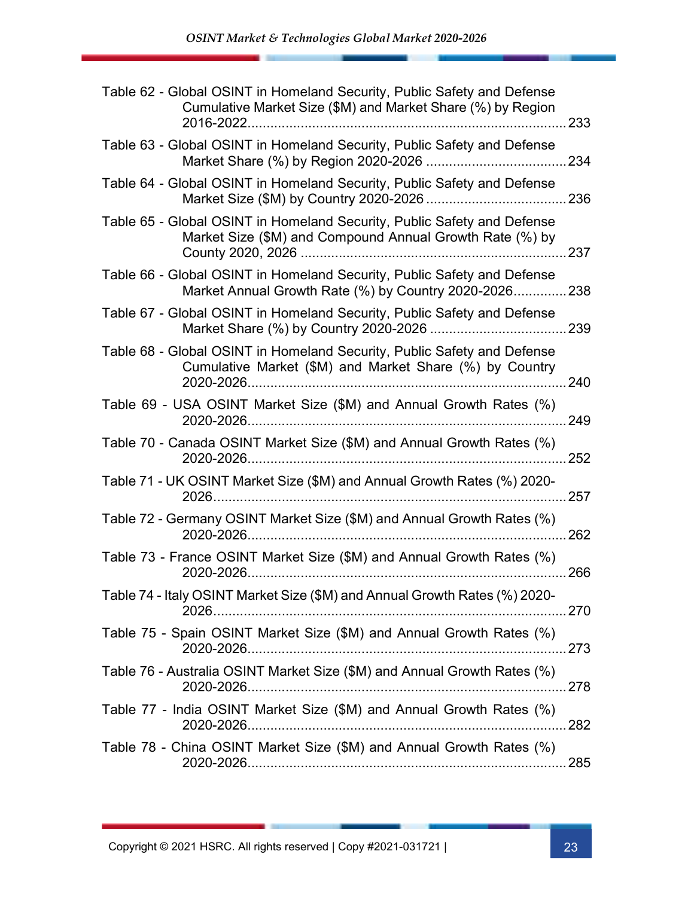Table 62 - Global OSINT in Homeland Security, Public Safety and Defense Cumulative Market Size ($M) and Market Share (%) by Region 2016-2022 .......... 233

Table 63 - Global OSINT in Homeland Security, Public Safety and Defense Market Share (%) by Region 2020-2026 .......... 234

Table 64 - Global OSINT in Homeland Security, Public Safety and Defense Market Size ($M) by Country 2020-2026 .......... 236

Table 65 - Global OSINT in Homeland Security, Public Safety and Defense Market Size ($M) and Compound Annual Growth Rate (%) by County 2020, 2026 .......... 237

Table 66 - Global OSINT in Homeland Security, Public Safety and Defense Market Annual Growth Rate (%) by Country 2020-2026 .......... 238

Table 67 - Global OSINT in Homeland Security, Public Safety and Defense Market Share (%) by Country 2020-2026 .......... 239

Table 68 - Global OSINT in Homeland Security, Public Safety and Defense Cumulative Market ($M) and Market Share (%) by Country 2020-2026 .......... 240

Table 69 - USA OSINT Market Size ($M) and Annual Growth Rates (%) 2020-2026 .......... 249

Table 70 - Canada OSINT Market Size ($M) and Annual Growth Rates (%) 2020-2026 .......... 252

Table 71 - UK OSINT Market Size ($M) and Annual Growth Rates (%) 2020-2026 .......... 257

Table 72 - Germany OSINT Market Size ($M) and Annual Growth Rates (%) 2020-2026 .......... 262

Table 73 - France OSINT Market Size ($M) and Annual Growth Rates (%) 2020-2026 .......... 266

Table 74 - Italy OSINT Market Size ($M) and Annual Growth Rates (%) 2020-2026 .......... 270

Table 75 - Spain OSINT Market Size ($M) and Annual Growth Rates (%) 2020-2026 .......... 273

Table 76 - Australia OSINT Market Size ($M) and Annual Growth Rates (%) 2020-2026 .......... 278

Table 77 - India OSINT Market Size ($M) and Annual Growth Rates (%) 2020-2026 .......... 282

Table 78 - China OSINT Market Size ($M) and Annual Growth Rates (%) 2020-2026 .......... 285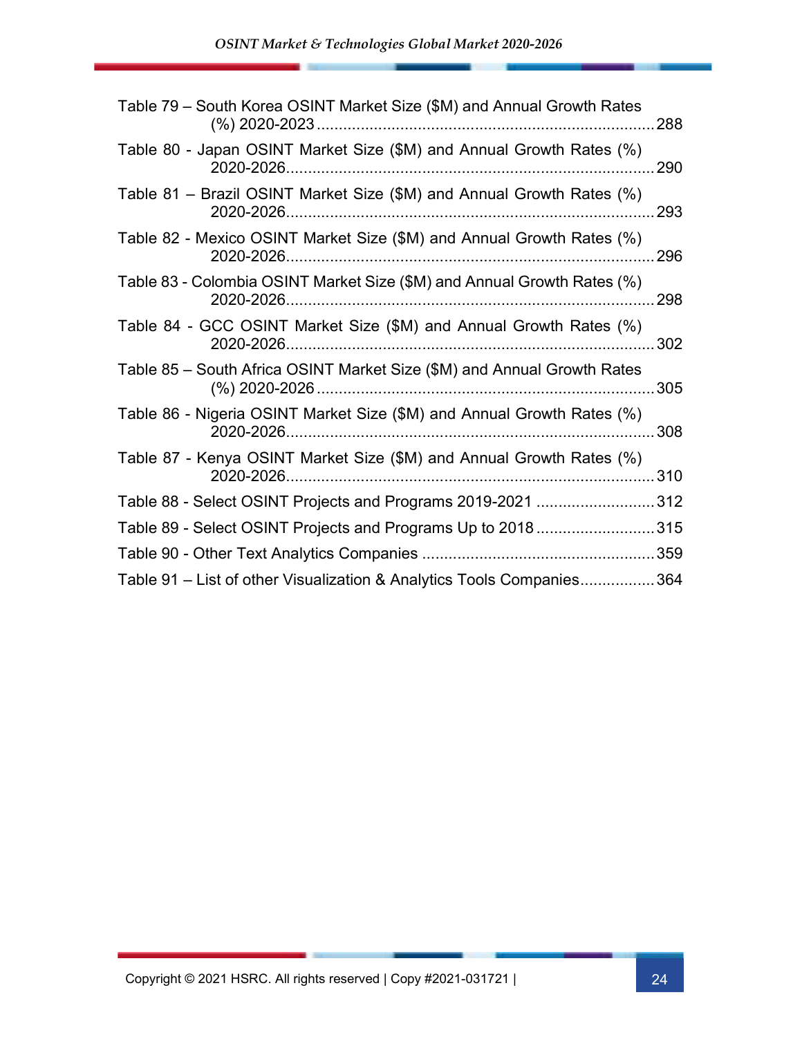Table 79 – South Korea OSINT Market Size ($M) and Annual Growth Rates (%) 2020-2023 .......... 288

Table 80 - Japan OSINT Market Size ($M) and Annual Growth Rates (%) 2020-2026 .......... 290

Table 81 – Brazil OSINT Market Size ($M) and Annual Growth Rates (%) 2020-2026 .......... 293

Table 82 - Mexico OSINT Market Size ($M) and Annual Growth Rates (%) 2020-2026 .......... 296

Table 83 - Colombia OSINT Market Size ($M) and Annual Growth Rates (%) 2020-2026 .......... 298

Table 84 - GCC OSINT Market Size ($M) and Annual Growth Rates (%) 2020-2026 .......... 302

Table 85 – South Africa OSINT Market Size ($M) and Annual Growth Rates (%) 2020-2026 .......... 305

Table 86 - Nigeria OSINT Market Size ($M) and Annual Growth Rates (%) 2020-2026 .......... 308

Table 87 - Kenya OSINT Market Size ($M) and Annual Growth Rates (%) 2020-2026 .......... 310

Table 88 - Select OSINT Projects and Programs 2019-2021 .......... 312

Table 89 - Select OSINT Projects and Programs Up to 2018 .......... 315

Table 90 - Other Text Analytics Companies .......... 359

Table 91 – List of other Visualization & Analytics Tools Companies .......... 364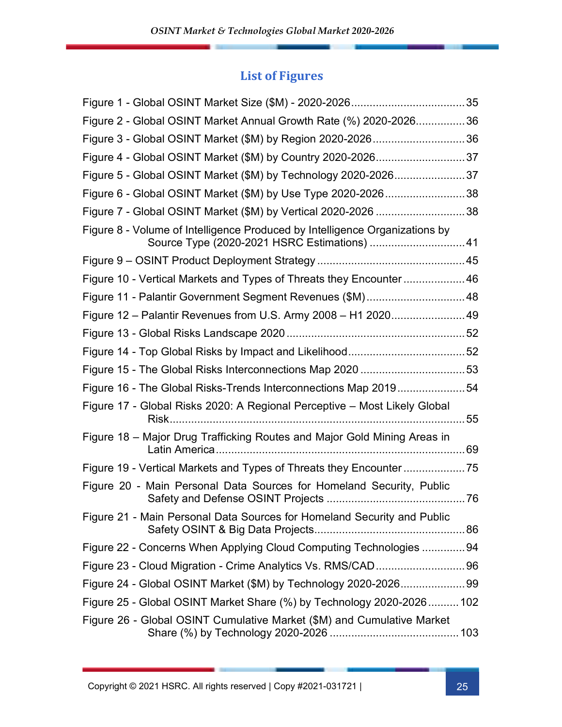## List of Figures

Figure 1 - Global OSINT Market Size ($M) - 2020-2026 ..................................... 35

Figure 2 - Global OSINT Market Annual Growth Rate (%) 2020-2026 ................ 36

Figure 3 - Global OSINT Market ($M) by Region 2020-2026 ............................. 36

Figure 4 - Global OSINT Market ($M) by Country 2020-2026 ............................. 37

Figure 5 - Global OSINT Market ($M) by Technology 2020-2026 ....................... 37

Figure 6 - Global OSINT Market ($M) by Use Type 2020-2026 .......................... 38

Figure 7 - Global OSINT Market ($M) by Vertical 2020-2026 ............................. 38

Figure 8 - Volume of Intelligence Produced by Intelligence Organizations by Source Type (2020-2021 HSRC Estimations) ............................... 41

Figure 9 – OSINT Product Deployment Strategy ................................................ 45

Figure 10 - Vertical Markets and Types of Threats they Encounter .................... 46

Figure 11 - Palantir Government Segment Revenues ($M) ................................ 48

Figure 12 – Palantir Revenues from U.S. Army 2008 – H1 2020 ........................ 49

Figure 13 - Global Risks Landscape 2020 .......................................................... 52

Figure 14 - Top Global Risks by Impact and Likelihood ...................................... 52

Figure 15 - The Global Risks Interconnections Map 2020 .................................. 53

Figure 16 - The Global Risks-Trends Interconnections Map 2019 ...................... 54

Figure 17 - Global Risks 2020: A Regional Perceptive – Most Likely Global Risk ................................................................................................ 55

Figure 18 – Major Drug Trafficking Routes and Major Gold Mining Areas in Latin America ................................................................................. 69

Figure 19 - Vertical Markets and Types of Threats they Encounter .................... 75

Figure 20 - Main Personal Data Sources for Homeland Security, Public Safety and Defense OSINT Projects ............................................ 76

Figure 21 - Main Personal Data Sources for Homeland Security and Public Safety OSINT & Big Data Projects ................................................ 86

Figure 22 - Concerns When Applying Cloud Computing Technologies .............. 94

Figure 23 - Cloud Migration - Crime Analytics Vs. RMS/CAD ............................. 96

Figure 24 - Global OSINT Market ($M) by Technology 2020-2026 ..................... 99

Figure 25 - Global OSINT Market Share (%) by Technology 2020-2026 .......... 102

Figure 26 - Global OSINT Cumulative Market ($M) and Cumulative Market Share (%) by Technology 2020-2026 .......................................... 103

Copyright © 2021 HSRC. All rights reserved | Copy #2021-031721 |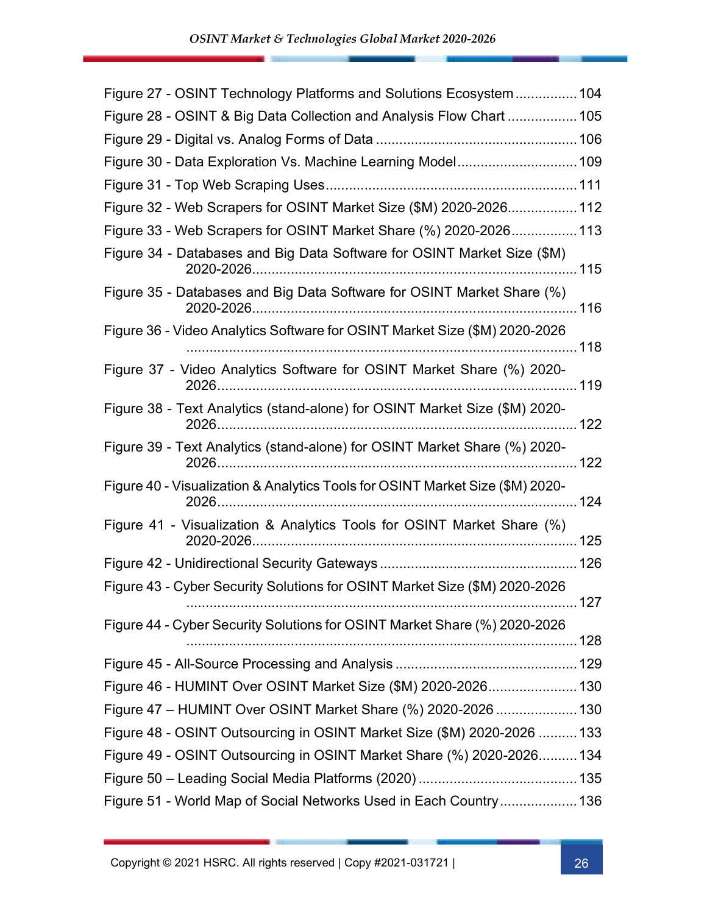Figure 27 - OSINT Technology Platforms and Solutions Ecosystem ................ 104
Figure 28 - OSINT & Big Data Collection and Analysis Flow Chart .................. 105
Figure 29 - Digital vs. Analog Forms of Data .................................................... 106
Figure 30 - Data Exploration Vs. Machine Learning Model ............................... 109
Figure 31 - Top Web Scraping Uses ................................................................. 111
Figure 32 - Web Scrapers for OSINT Market Size ($M) 2020-2026 .................. 112
Figure 33 - Web Scrapers for OSINT Market Share (%) 2020-2026 ................. 113
Figure 34 - Databases and Big Data Software for OSINT Market Size ($M) 2020-2026 .................................................................................... 115
Figure 35 - Databases and Big Data Software for OSINT Market Share (%) 2020-2026 .................................................................................... 116
Figure 36 - Video Analytics Software for OSINT Market Size ($M) 2020-2026 ..................................................................................................... 118
Figure 37 - Video Analytics Software for OSINT Market Share (%) 2020-2026 ............................................................................................. 119
Figure 38 - Text Analytics (stand-alone) for OSINT Market Size ($M) 2020-2026 ............................................................................................. 122
Figure 39 - Text Analytics (stand-alone) for OSINT Market Share (%) 2020-2026 ............................................................................................. 122
Figure 40 - Visualization & Analytics Tools for OSINT Market Size ($M) 2020-2026 ............................................................................................. 124
Figure 41 - Visualization & Analytics Tools for OSINT Market Share (%) 2020-2026 .................................................................................... 125
Figure 42 - Unidirectional Security Gateways ................................................... 126
Figure 43 - Cyber Security Solutions for OSINT Market Size ($M) 2020-2026 ..................................................................................................... 127
Figure 44 - Cyber Security Solutions for OSINT Market Share (%) 2020-2026 ..................................................................................................... 128
Figure 45 - All-Source Processing and Analysis ............................................... 129
Figure 46 - HUMINT Over OSINT Market Size ($M) 2020-2026 ....................... 130
Figure 47 – HUMINT Over OSINT Market Share (%) 2020-2026 ..................... 130
Figure 48 - OSINT Outsourcing in OSINT Market Size ($M) 2020-2026 ........... 133
Figure 49 - OSINT Outsourcing in OSINT Market Share (%) 2020-2026 .......... 134
Figure 50 – Leading Social Media Platforms (2020) ......................................... 135
Figure 51 - World Map of Social Networks Used in Each Country .................... 136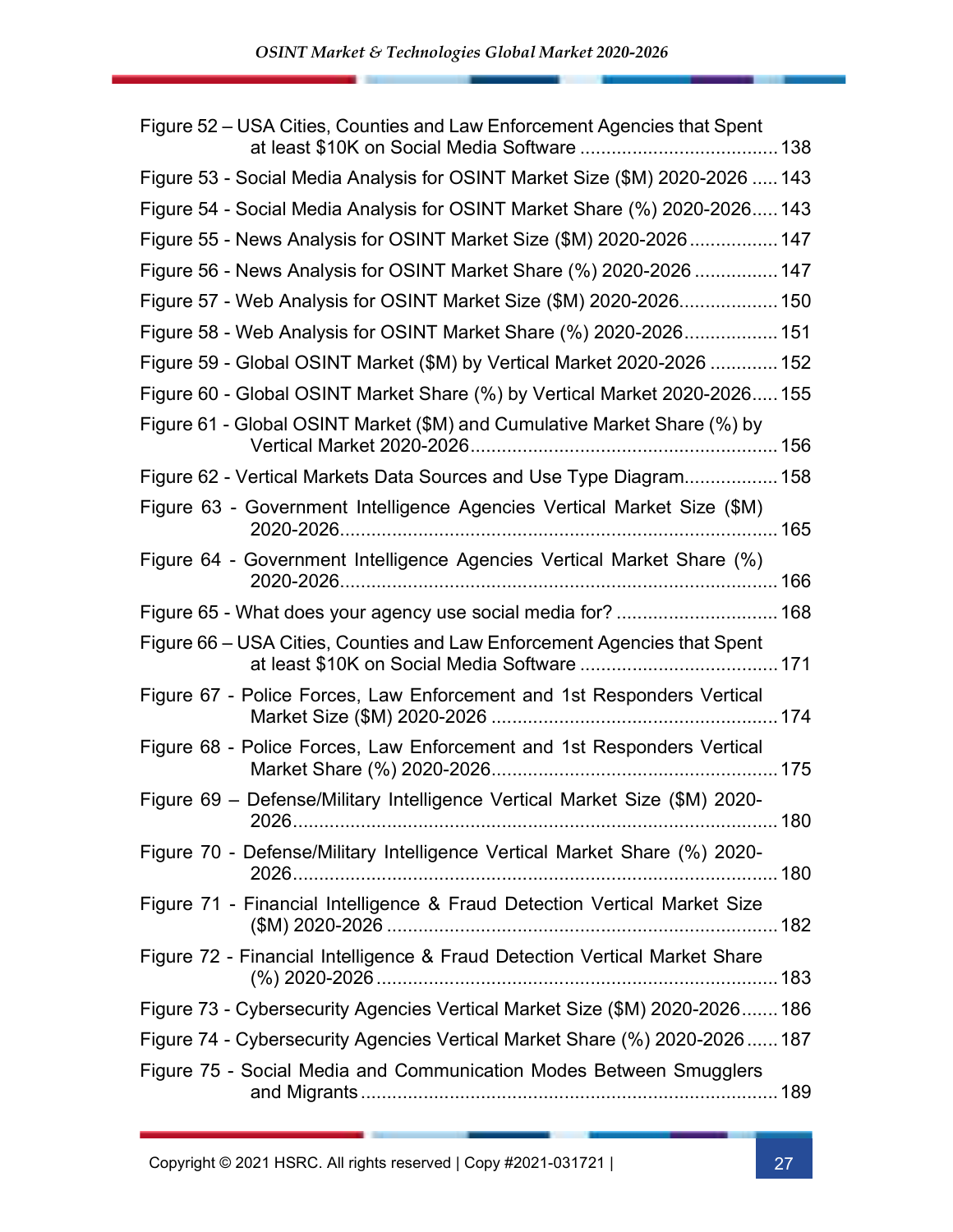Figure 52 – USA Cities, Counties and Law Enforcement Agencies that Spent at least $10K on Social Media Software ...................................... 138

Figure 53 - Social Media Analysis for OSINT Market Size ($M) 2020-2026 ..... 143

Figure 54 - Social Media Analysis for OSINT Market Share (%) 2020-2026..... 143

Figure 55 - News Analysis for OSINT Market Size ($M) 2020-2026 ................. 147

Figure 56 - News Analysis for OSINT Market Share (%) 2020-2026 ................ 147

Figure 57 - Web Analysis for OSINT Market Size ($M) 2020-2026................... 150

Figure 58 - Web Analysis for OSINT Market Share (%) 2020-2026.................. 151

Figure 59 - Global OSINT Market ($M) by Vertical Market 2020-2026 ............. 152

Figure 60 - Global OSINT Market Share (%) by Vertical Market 2020-2026..... 155

Figure 61 - Global OSINT Market ($M) and Cumulative Market Share (%) by Vertical Market 2020-2026........................................................... 156

Figure 62 - Vertical Markets Data Sources and Use Type Diagram.................. 158

Figure 63 - Government Intelligence Agencies Vertical Market Size ($M) 2020-2026.................................................................................... 165

Figure 64 - Government Intelligence Agencies Vertical Market Share (%) 2020-2026.................................................................................... 166

Figure 65 - What does your agency use social media for? ............................... 168

Figure 66 – USA Cities, Counties and Law Enforcement Agencies that Spent at least $10K on Social Media Software ...................................... 171

Figure 67 - Police Forces, Law Enforcement and 1st Responders Vertical Market Size ($M) 2020-2026 ....................................................... 174

Figure 68 - Police Forces, Law Enforcement and 1st Responders Vertical Market Share (%) 2020-2026....................................................... 175

Figure 69 – Defense/Military Intelligence Vertical Market Size ($M) 2020-2026............................................................................................. 180

Figure 70 - Defense/Military Intelligence Vertical Market Share (%) 2020-2026............................................................................................. 180

Figure 71 - Financial Intelligence & Fraud Detection Vertical Market Size ($M) 2020-2026 ........................................................................... 182

Figure 72 - Financial Intelligence & Fraud Detection Vertical Market Share (%) 2020-2026 ............................................................................. 183

Figure 73 - Cybersecurity Agencies Vertical Market Size ($M) 2020-2026....... 186

Figure 74 - Cybersecurity Agencies Vertical Market Share (%) 2020-2026...... 187

Figure 75 - Social Media and Communication Modes Between Smugglers and Migrants ................................................................................ 189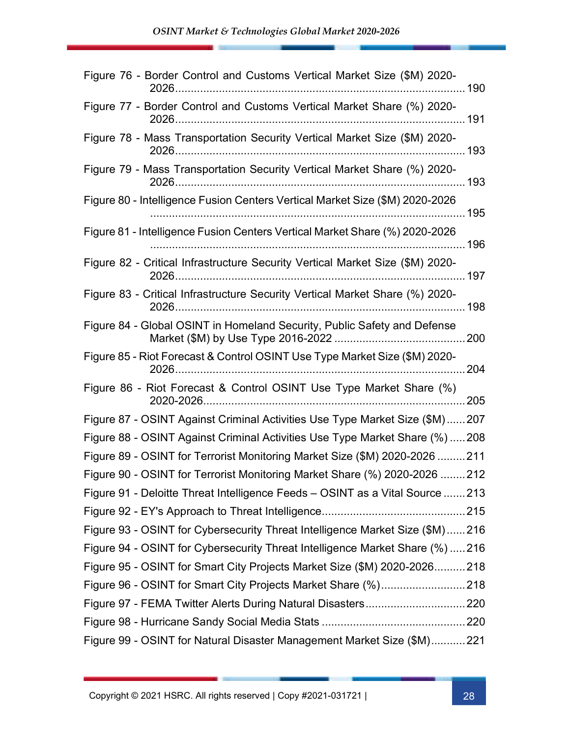Figure 76 - Border Control and Customs Vertical Market Size ($M) 2020-2026 ............ 190

Figure 77 - Border Control and Customs Vertical Market Share (%) 2020-2026 ............ 191

Figure 78 - Mass Transportation Security Vertical Market Size ($M) 2020-2026 ............ 193

Figure 79 - Mass Transportation Security Vertical Market Share (%) 2020-2026 ............ 193

Figure 80 - Intelligence Fusion Centers Vertical Market Size ($M) 2020-2026 ............ 195

Figure 81 - Intelligence Fusion Centers Vertical Market Share (%) 2020-2026 ............ 196

Figure 82 - Critical Infrastructure Security Vertical Market Size ($M) 2020-2026 ............ 197

Figure 83 - Critical Infrastructure Security Vertical Market Share (%) 2020-2026 ............ 198

Figure 84 - Global OSINT in Homeland Security, Public Safety and Defense Market ($M) by Use Type 2016-2022 ............ 200

Figure 85 - Riot Forecast & Control OSINT Use Type Market Size ($M) 2020-2026 ............ 204

Figure 86 - Riot Forecast & Control OSINT Use Type Market Share (%) 2020-2026 ............ 205

Figure 87 - OSINT Against Criminal Activities Use Type Market Size ($M) ...... 207

Figure 88 - OSINT Against Criminal Activities Use Type Market Share (%) ..... 208

Figure 89 - OSINT for Terrorist Monitoring Market Size ($M) 2020-2026 ......... 211

Figure 90 - OSINT for Terrorist Monitoring Market Share (%) 2020-2026 ........ 212

Figure 91 - Deloitte Threat Intelligence Feeds – OSINT as a Vital Source ....... 213

Figure 92 - EY's Approach to Threat Intelligence ............ 215

Figure 93 - OSINT for Cybersecurity Threat Intelligence Market Size ($M) ...... 216

Figure 94 - OSINT for Cybersecurity Threat Intelligence Market Share (%) ..... 216

Figure 95 - OSINT for Smart City Projects Market Size ($M) 2020-2026 .......... 218

Figure 96 - OSINT for Smart City Projects Market Share (%) ............ 218

Figure 97 - FEMA Twitter Alerts During Natural Disasters ............ 220

Figure 98 - Hurricane Sandy Social Media Stats ............ 220

Figure 99 - OSINT for Natural Disaster Management Market Size ($M) ........... 221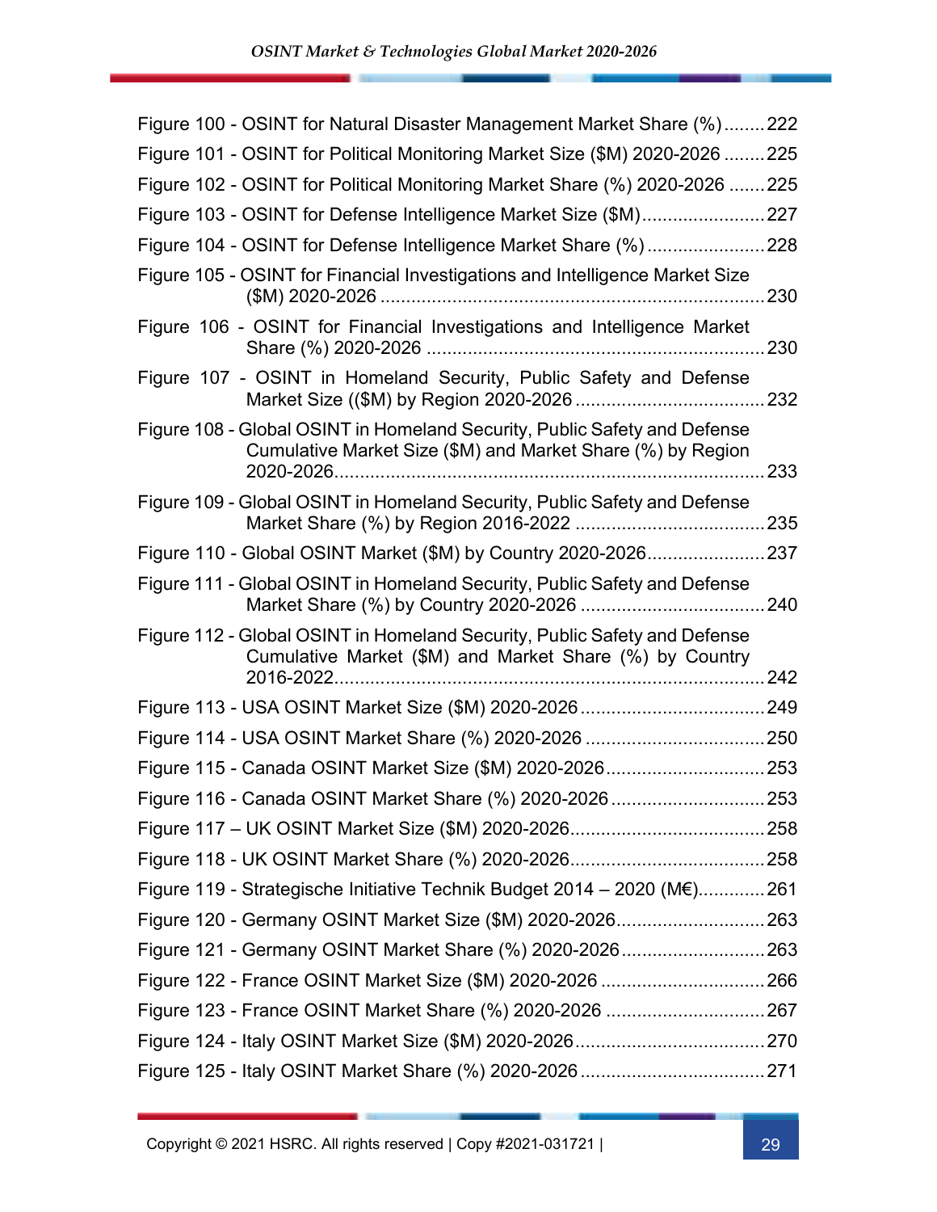Figure 100 - OSINT for Natural Disaster Management Market Share (%) ........ 222

Figure 101 - OSINT for Political Monitoring Market Size ($M) 2020-2026 ........ 225

Figure 102 - OSINT for Political Monitoring Market Share (%) 2020-2026 ....... 225

Figure 103 - OSINT for Defense Intelligence Market Size ($M) ........................ 227

Figure 104 - OSINT for Defense Intelligence Market Share (%) ....................... 228

Figure 105 - OSINT for Financial Investigations and Intelligence Market Size ($M) 2020-2026 ........................................................................... 230

Figure 106 - OSINT for Financial Investigations and Intelligence Market Share (%) 2020-2026 ................................................................. 230

Figure 107 - OSINT in Homeland Security, Public Safety and Defense Market Size (($M) by Region 2020-2026 .................................... 232

Figure 108 - Global OSINT in Homeland Security, Public Safety and Defense Cumulative Market Size ($M) and Market Share (%) by Region 2020-2026................................................................................... 233

Figure 109 - Global OSINT in Homeland Security, Public Safety and Defense Market Share (%) by Region 2016-2022 .................................... 235

Figure 110 - Global OSINT Market ($M) by Country 2020-2026....................... 237

Figure 111 - Global OSINT in Homeland Security, Public Safety and Defense Market Share (%) by Country 2020-2026 ................................... 240

Figure 112 - Global OSINT in Homeland Security, Public Safety and Defense Cumulative Market ($M) and Market Share (%) by Country 2016-2022................................................................................... 242

Figure 113 - USA OSINT Market Size ($M) 2020-2026 ................................... 249

Figure 114 - USA OSINT Market Share (%) 2020-2026 .................................. 250

Figure 115 - Canada OSINT Market Size ($M) 2020-2026 .............................. 253

Figure 116 - Canada OSINT Market Share (%) 2020-2026 ............................. 253

Figure 117 – UK OSINT Market Size ($M) 2020-2026..................................... 258

Figure 118 - UK OSINT Market Share (%) 2020-2026..................................... 258

Figure 119 - Strategische Initiative Technik Budget 2014 – 2020 (M€)............. 261

Figure 120 - Germany OSINT Market Size ($M) 2020-2026............................ 263

Figure 121 - Germany OSINT Market Share (%) 2020-2026........................... 263

Figure 122 - France OSINT Market Size ($M) 2020-2026 ............................... 266

Figure 123 - France OSINT Market Share (%) 2020-2026 .............................. 267

Figure 124 - Italy OSINT Market Size ($M) 2020-2026.................................... 270

Figure 125 - Italy OSINT Market Share (%) 2020-2026 ................................... 271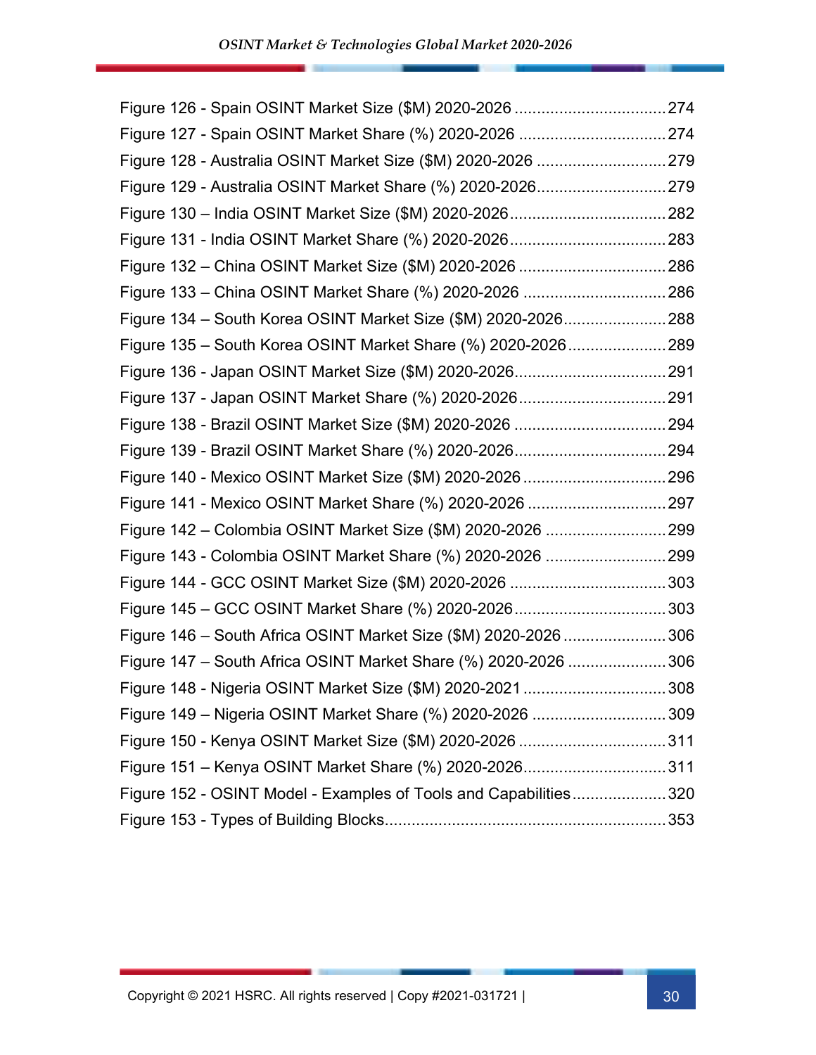Figure 126 - Spain OSINT Market Size ($M) 2020-2026 .................................. 274
Figure 127 - Spain OSINT Market Share (%) 2020-2026 ................................. 274
Figure 128 - Australia OSINT Market Size ($M) 2020-2026 ............................. 279
Figure 129 - Australia OSINT Market Share (%) 2020-2026............................. 279
Figure 130 – India OSINT Market Size ($M) 2020-2026................................... 282
Figure 131 - India OSINT Market Share (%) 2020-2026................................... 283
Figure 132 – China OSINT Market Size ($M) 2020-2026 ................................. 286
Figure 133 – China OSINT Market Share (%) 2020-2026 ................................ 286
Figure 134 – South Korea OSINT Market Size ($M) 2020-2026....................... 288
Figure 135 – South Korea OSINT Market Share (%) 2020-2026...................... 289
Figure 136 - Japan OSINT Market Size ($M) 2020-2026.................................. 291
Figure 137 - Japan OSINT Market Share (%) 2020-2026................................. 291
Figure 138 - Brazil OSINT Market Size ($M) 2020-2026 .................................. 294
Figure 139 - Brazil OSINT Market Share (%) 2020-2026.................................. 294
Figure 140 - Mexico OSINT Market Size ($M) 2020-2026 ................................ 296
Figure 141 - Mexico OSINT Market Share (%) 2020-2026 ............................... 297
Figure 142 – Colombia OSINT Market Size ($M) 2020-2026 ........................... 299
Figure 143 - Colombia OSINT Market Share (%) 2020-2026 ........................... 299
Figure 144 - GCC OSINT Market Size ($M) 2020-2026 ................................... 303
Figure 145 – GCC OSINT Market Share (%) 2020-2026.................................. 303
Figure 146 – South Africa OSINT Market Size ($M) 2020-2026 ....................... 306
Figure 147 – South Africa OSINT Market Share (%) 2020-2026 ...................... 306
Figure 148 - Nigeria OSINT Market Size ($M) 2020-2021 ................................ 308
Figure 149 – Nigeria OSINT Market Share (%) 2020-2026 .............................. 309
Figure 150 - Kenya OSINT Market Size ($M) 2020-2026 ................................. 311
Figure 151 – Kenya OSINT Market Share (%) 2020-2026................................ 311
Figure 152 - OSINT Model - Examples of Tools and Capabilities..................... 320
Figure 153 - Types of Building Blocks............................................................... 353